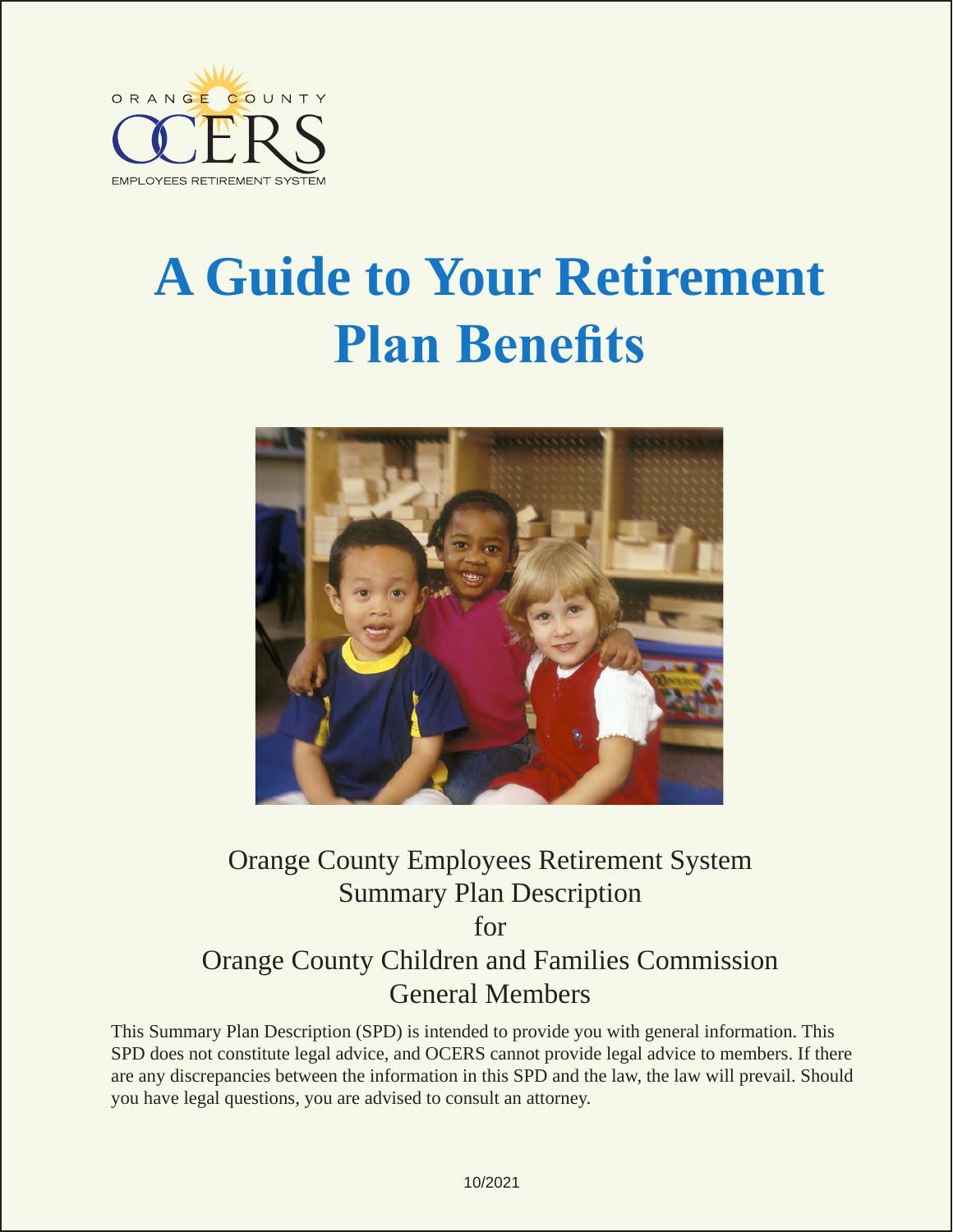ORANGE COUNTY OCERS EMPLOYEES RETIREMENT SYSTEM

# A Guide to Your Retirement Plan Benefits

Orange County Employees Retirement System
Summary Plan Description
for
Orange County Children and Families Commission
General Members

This Summary Plan Description (SPD) is intended to provide you with general information. This SPD does not constitute legal advice, and OCERS cannot provide legal advice to members. If there are any discrepancies between the information in this SPD and the law, the law will prevail. Should you have legal questions, you are advised to consult an attorney.

10/2021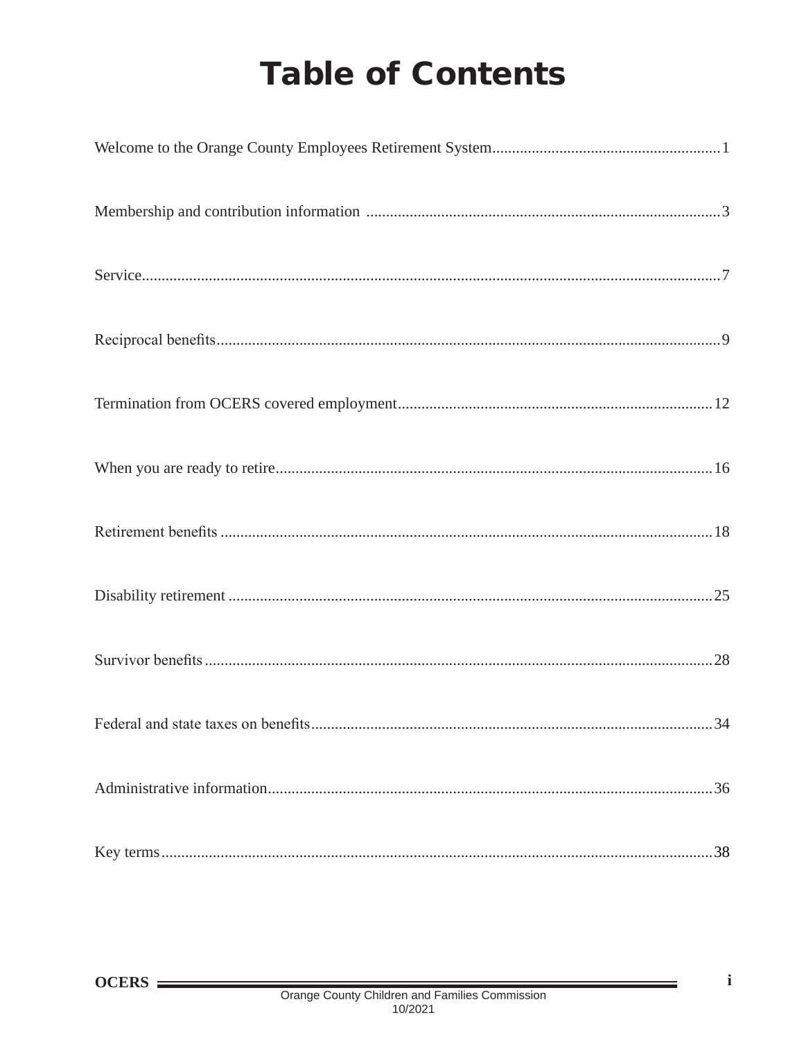# Table of Contents

| | |
|---|---|
| Welcome to the Orange County Employees Retirement System | 1 |
| Membership and contribution information | 3 |
| Service | 7 |
| Reciprocal benefits | 9 |
| Termination from OCERS covered employment | 12 |
| When you are ready to retire | 16 |
| Retirement benefits | 18 |
| Disability retirement | 25 |
| Survivor benefits | 28 |
| Federal and state taxes on benefits | 34 |
| Administrative information | 36 |
| Key terms | 38 |

Orange County Children and Families Commission
10/2021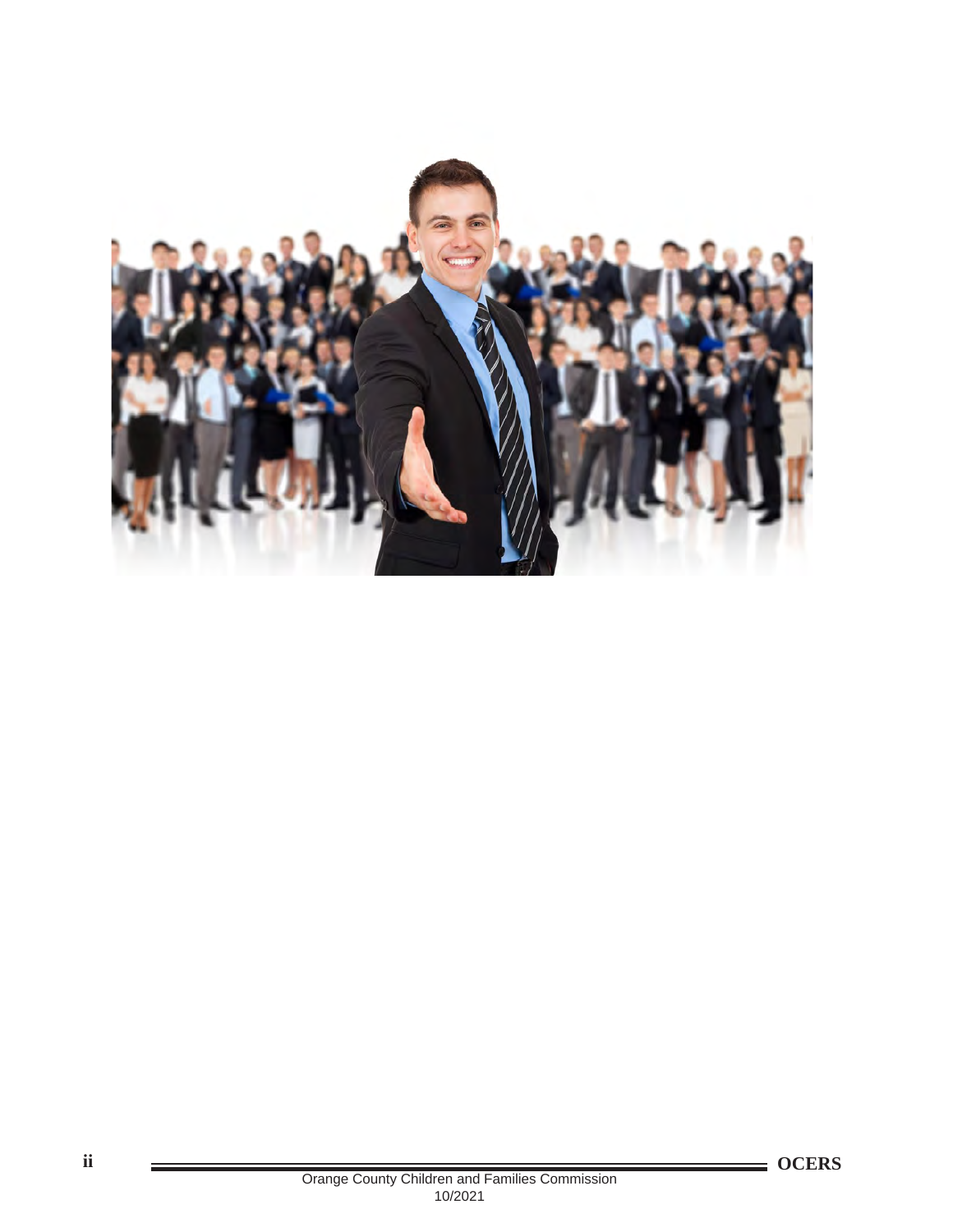Orange County Children and Families Commission
10/2021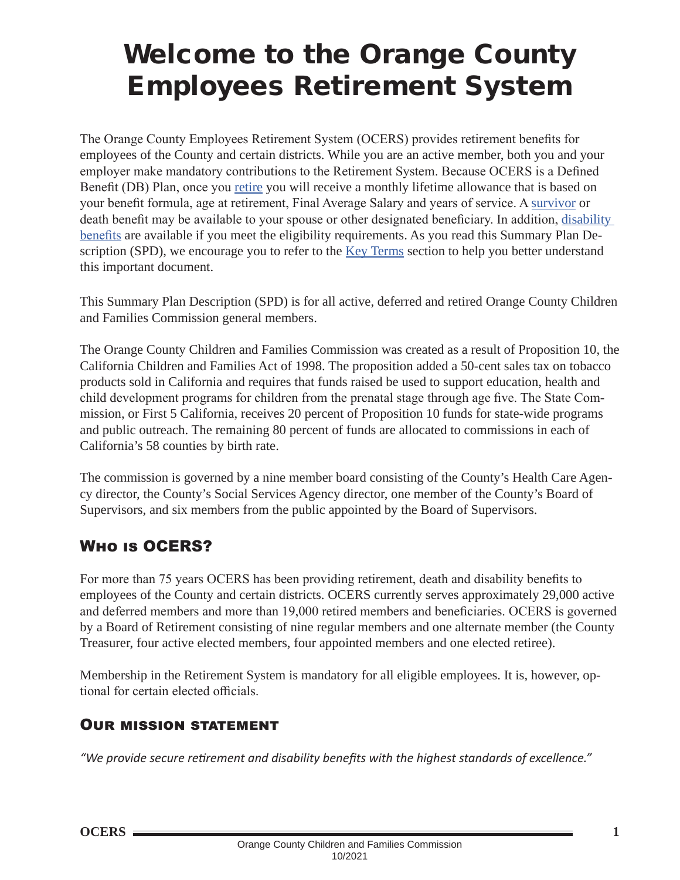# Welcome to the Orange County Employees Retirement System

The Orange County Employees Retirement System (OCERS) provides retirement benefits for employees of the County and certain districts. While you are an active member, both you and your employer make mandatory contributions to the Retirement System. Because OCERS is a Defined Benefit (DB) Plan, once you retire you will receive a monthly lifetime allowance that is based on your benefit formula, age at retirement, Final Average Salary and years of service. A survivor or death benefit may be available to your spouse or other designated beneficiary. In addition, disability benefits are available if you meet the eligibility requirements. As you read this Summary Plan Description (SPD), we encourage you to refer to the Key Terms section to help you better understand this important document.

This Summary Plan Description (SPD) is for all active, deferred and retired Orange County Children and Families Commission general members.

The Orange County Children and Families Commission was created as a result of Proposition 10, the California Children and Families Act of 1998. The proposition added a 50-cent sales tax on tobacco products sold in California and requires that funds raised be used to support education, health and child development programs for children from the prenatal stage through age five. The State Commission, or First 5 California, receives 20 percent of Proposition 10 funds for state-wide programs and public outreach. The remaining 80 percent of funds are allocated to commissions in each of California's 58 counties by birth rate.

The commission is governed by a nine member board consisting of the County's Health Care Agency director, the County's Social Services Agency director, one member of the County's Board of Supervisors, and six members from the public appointed by the Board of Supervisors.

## Who is OCERS?

For more than 75 years OCERS has been providing retirement, death and disability benefits to employees of the County and certain districts. OCERS currently serves approximately 29,000 active and deferred members and more than 19,000 retired members and beneficiaries. OCERS is governed by a Board of Retirement consisting of nine regular members and one alternate member (the County Treasurer, four active elected members, four appointed members and one elected retiree).

Membership in the Retirement System is mandatory for all eligible employees. It is, however, optional for certain elected officials.

### Our mission statement

*"We provide secure retirement and disability benefits with the highest standards of excellence."*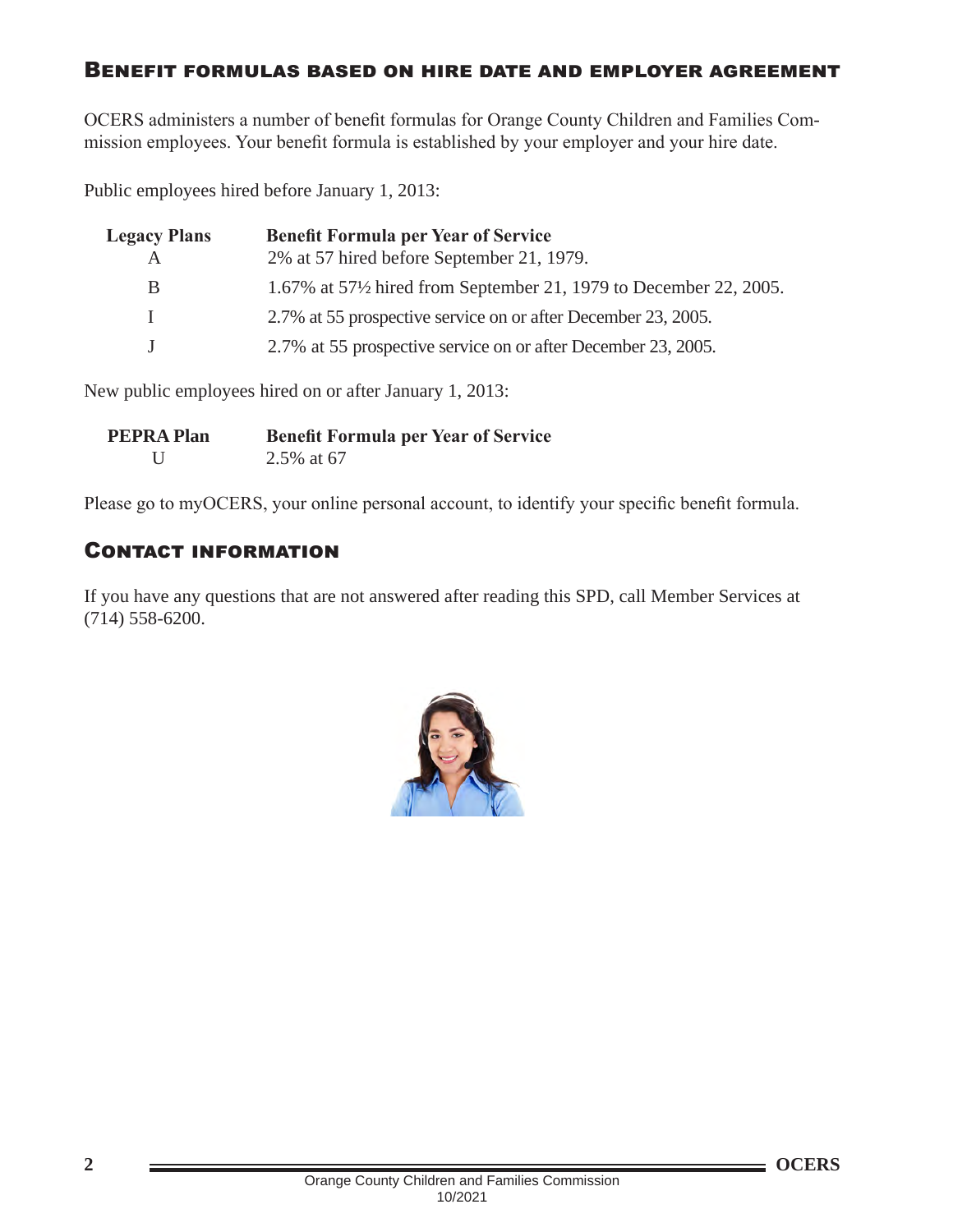## Benefit formulas based on hire date and employer agreement

OCERS administers a number of benefit formulas for Orange County Children and Families Commission employees. Your benefit formula is established by your employer and your hire date.

Public employees hired before January 1, 2013:

| Legacy Plans | Benefit Formula per Year of Service |
|---|---|
| A | 2% at 57 hired before September 21, 1979. |
| B | 1.67% at 57½ hired from September 21, 1979 to December 22, 2005. |
| I | 2.7% at 55 prospective service on or after December 23, 2005. |
| J | 2.7% at 55 prospective service on or after December 23, 2005. |

New public employees hired on or after January 1, 2013:

| PEPRA Plan | Benefit Formula per Year of Service |
|---|---|
| U | 2.5% at 67 |

Please go to myOCERS, your online personal account, to identify your specific benefit formula.

## Contact information

If you have any questions that are not answered after reading this SPD, call Member Services at (714) 558-6200.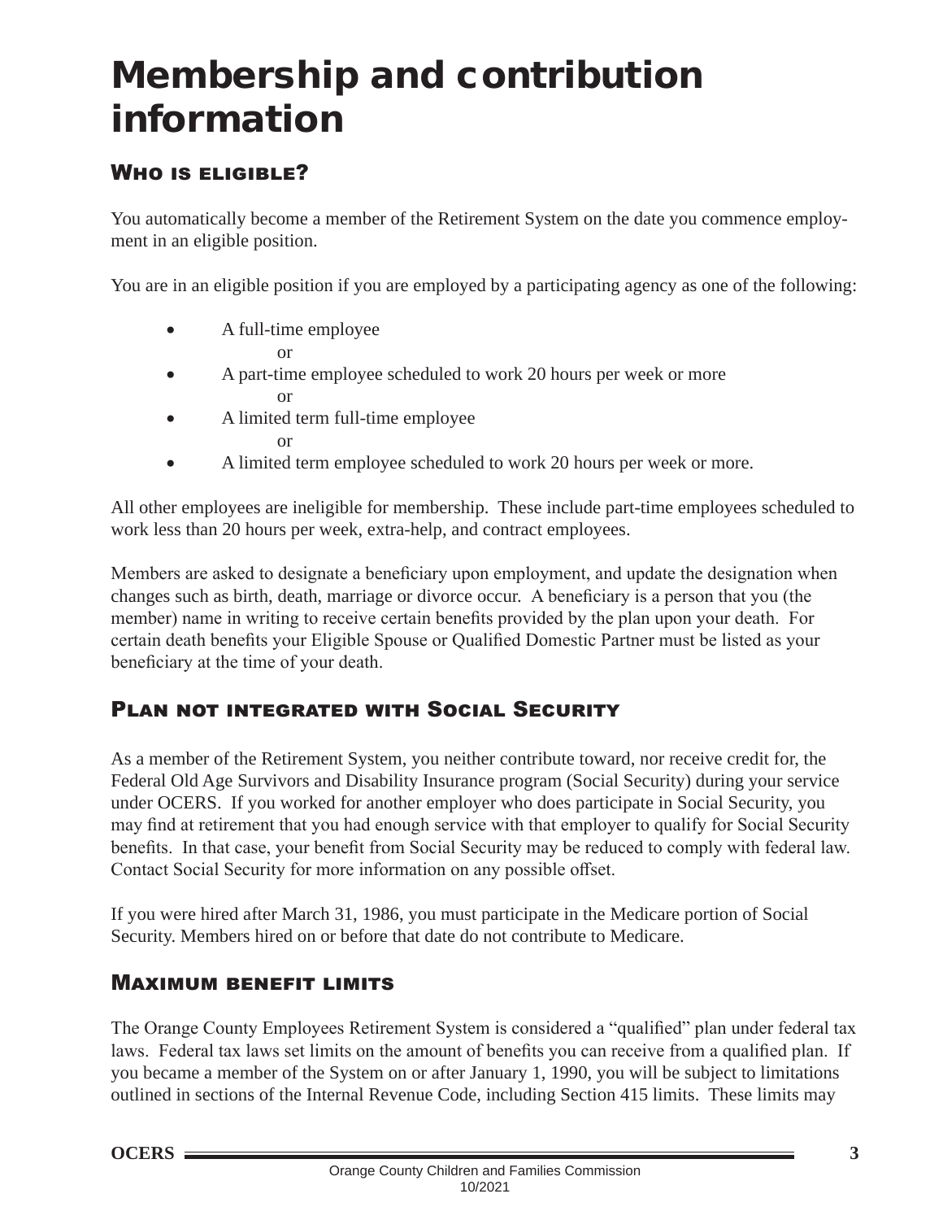# Membership and contribution information

## Who is eligible?

You automatically become a member of the Retirement System on the date you commence employment in an eligible position.

You are in an eligible position if you are employed by a participating agency as one of the following:

- A full-time employee
  or
- A part-time employee scheduled to work 20 hours per week or more
  or
- A limited term full-time employee
  or
- A limited term employee scheduled to work 20 hours per week or more.

All other employees are ineligible for membership. These include part-time employees scheduled to work less than 20 hours per week, extra-help, and contract employees.

Members are asked to designate a beneficiary upon employment, and update the designation when changes such as birth, death, marriage or divorce occur. A beneficiary is a person that you (the member) name in writing to receive certain benefits provided by the plan upon your death. For certain death benefits your Eligible Spouse or Qualified Domestic Partner must be listed as your beneficiary at the time of your death.

## Plan not integrated with Social Security

As a member of the Retirement System, you neither contribute toward, nor receive credit for, the Federal Old Age Survivors and Disability Insurance program (Social Security) during your service under OCERS. If you worked for another employer who does participate in Social Security, you may find at retirement that you had enough service with that employer to qualify for Social Security benefits. In that case, your benefit from Social Security may be reduced to comply with federal law. Contact Social Security for more information on any possible offset.

If you were hired after March 31, 1986, you must participate in the Medicare portion of Social Security. Members hired on or before that date do not contribute to Medicare.

## Maximum benefit limits

The Orange County Employees Retirement System is considered a "qualified" plan under federal tax laws. Federal tax laws set limits on the amount of benefits you can receive from a qualified plan. If you became a member of the System on or after January 1, 1990, you will be subject to limitations outlined in sections of the Internal Revenue Code, including Section 415 limits. These limits may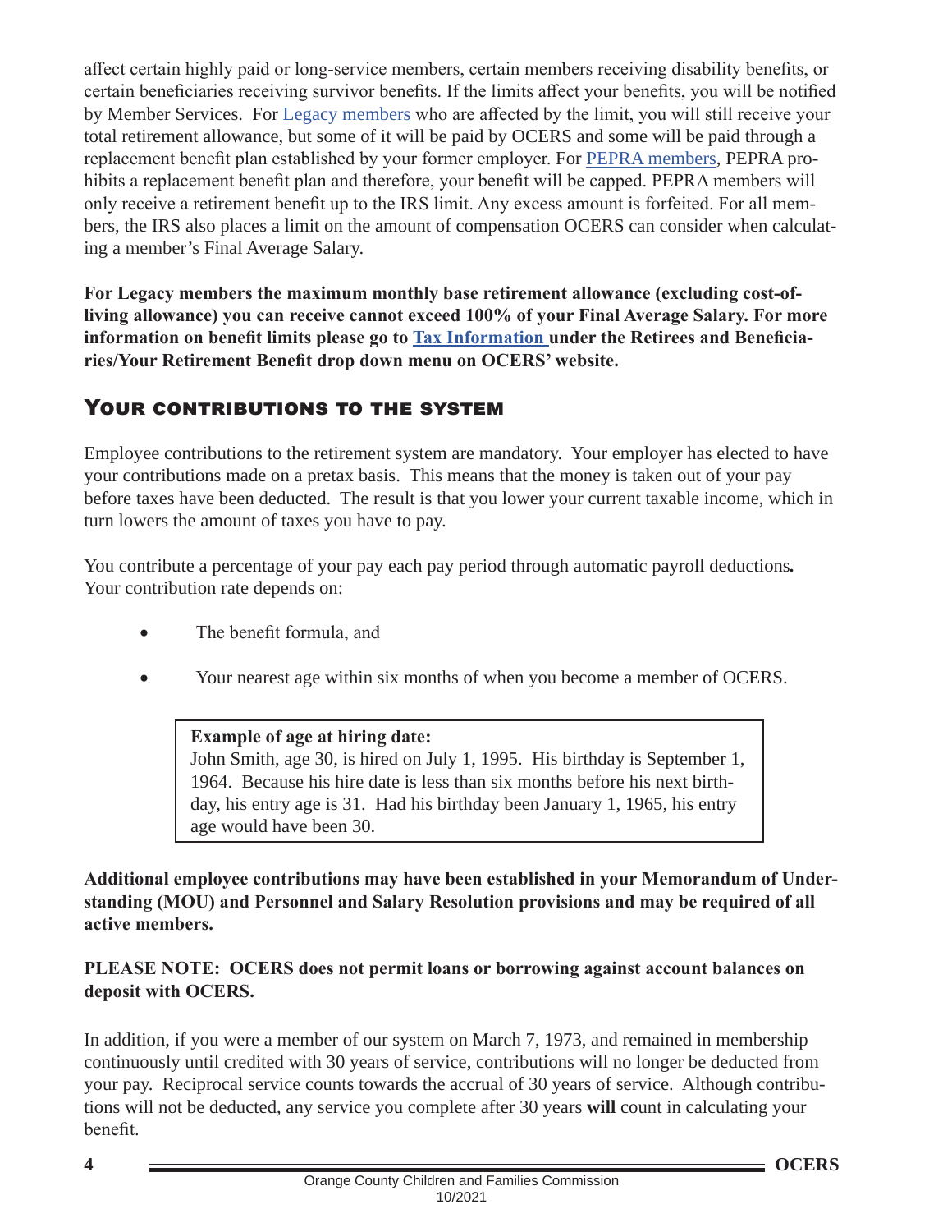affect certain highly paid or long-service members, certain members receiving disability benefits, or certain beneficiaries receiving survivor benefits. If the limits affect your benefits, you will be notified by Member Services. For Legacy members who are affected by the limit, you will still receive your total retirement allowance, but some of it will be paid by OCERS and some will be paid through a replacement benefit plan established by your former employer. For PEPRA members, PEPRA prohibits a replacement benefit plan and therefore, your benefit will be capped. PEPRA members will only receive a retirement benefit up to the IRS limit. Any excess amount is forfeited. For all members, the IRS also places a limit on the amount of compensation OCERS can consider when calculating a member's Final Average Salary.

**For Legacy members the maximum monthly base retirement allowance (excluding cost-of-living allowance) you can receive cannot exceed 100% of your Final Average Salary. For more information on benefit limits please go to Tax Information under the Retirees and Beneficiaries/Your Retirement Benefit drop down menu on OCERS' website.**

## Your Contributions to the System

Employee contributions to the retirement system are mandatory. Your employer has elected to have your contributions made on a pretax basis. This means that the money is taken out of your pay before taxes have been deducted. The result is that you lower your current taxable income, which in turn lowers the amount of taxes you have to pay.

You contribute a percentage of your pay each pay period through automatic payroll deductions**.** Your contribution rate depends on:

- The benefit formula, and
- Your nearest age within six months of when you become a member of OCERS.

> **Example of age at hiring date:**
> John Smith, age 30, is hired on July 1, 1995. His birthday is September 1, 1964. Because his hire date is less than six months before his next birthday, his entry age is 31. Had his birthday been January 1, 1965, his entry age would have been 30.

**Additional employee contributions may have been established in your Memorandum of Understanding (MOU) and Personnel and Salary Resolution provisions and may be required of all active members.**

**PLEASE NOTE: OCERS does not permit loans or borrowing against account balances on deposit with OCERS.**

In addition, if you were a member of our system on March 7, 1973, and remained in membership continuously until credited with 30 years of service, contributions will no longer be deducted from your pay. Reciprocal service counts towards the accrual of 30 years of service. Although contributions will not be deducted, any service you complete after 30 years **will** count in calculating your benefit.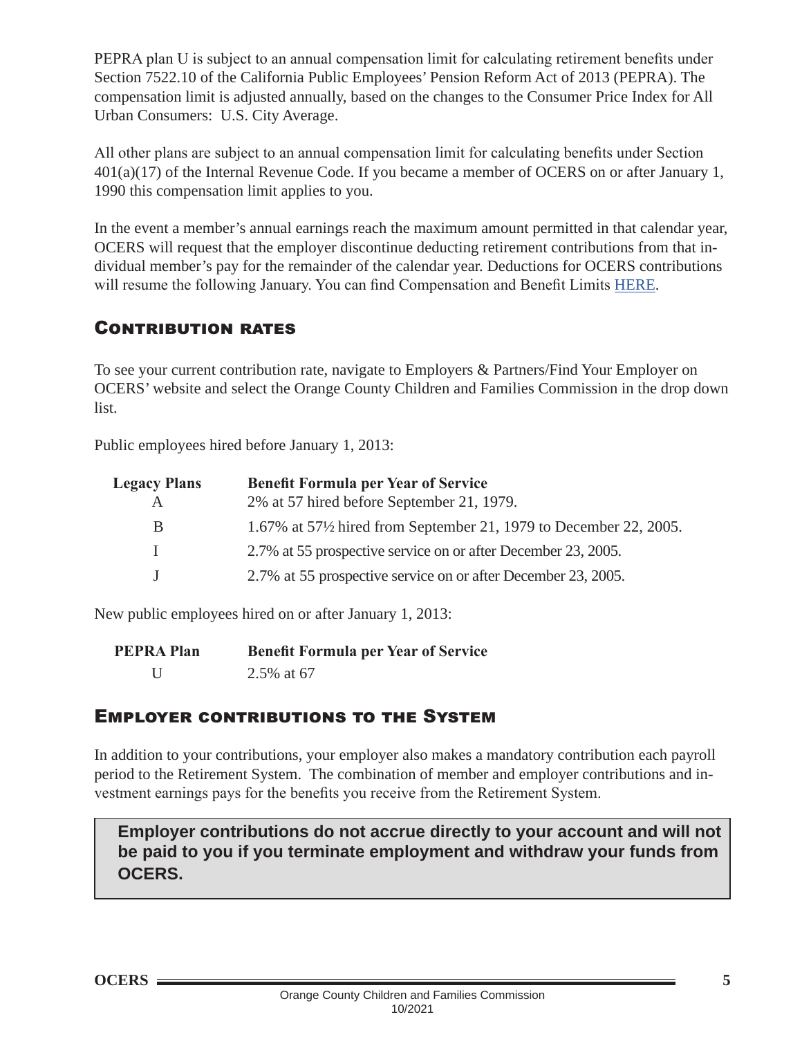PEPRA plan U is subject to an annual compensation limit for calculating retirement benefits under Section 7522.10 of the California Public Employees' Pension Reform Act of 2013 (PEPRA). The compensation limit is adjusted annually, based on the changes to the Consumer Price Index for All Urban Consumers: U.S. City Average.

All other plans are subject to an annual compensation limit for calculating benefits under Section 401(a)(17) of the Internal Revenue Code. If you became a member of OCERS on or after January 1, 1990 this compensation limit applies to you.

In the event a member's annual earnings reach the maximum amount permitted in that calendar year, OCERS will request that the employer discontinue deducting retirement contributions from that individual member's pay for the remainder of the calendar year. Deductions for OCERS contributions will resume the following January. You can find Compensation and Benefit Limits HERE.

## Contribution rates

To see your current contribution rate, navigate to Employers & Partners/Find Your Employer on OCERS' website and select the Orange County Children and Families Commission in the drop down list.

Public employees hired before January 1, 2013:

| Legacy Plans | Benefit Formula per Year of Service |
|---|---|
| A | 2% at 57 hired before September 21, 1979. |
| B | 1.67% at 57½ hired from September 21, 1979 to December 22, 2005. |
| I | 2.7% at 55 prospective service on or after December 23, 2005. |
| J | 2.7% at 55 prospective service on or after December 23, 2005. |

New public employees hired on or after January 1, 2013:

| PEPRA Plan | Benefit Formula per Year of Service |
|---|---|
| U | 2.5% at 67 |

## Employer contributions to the System

In addition to your contributions, your employer also makes a mandatory contribution each payroll period to the Retirement System. The combination of member and employer contributions and investment earnings pays for the benefits you receive from the Retirement System.

**Employer contributions do not accrue directly to your account and will not be paid to you if you terminate employment and withdraw your funds from OCERS.**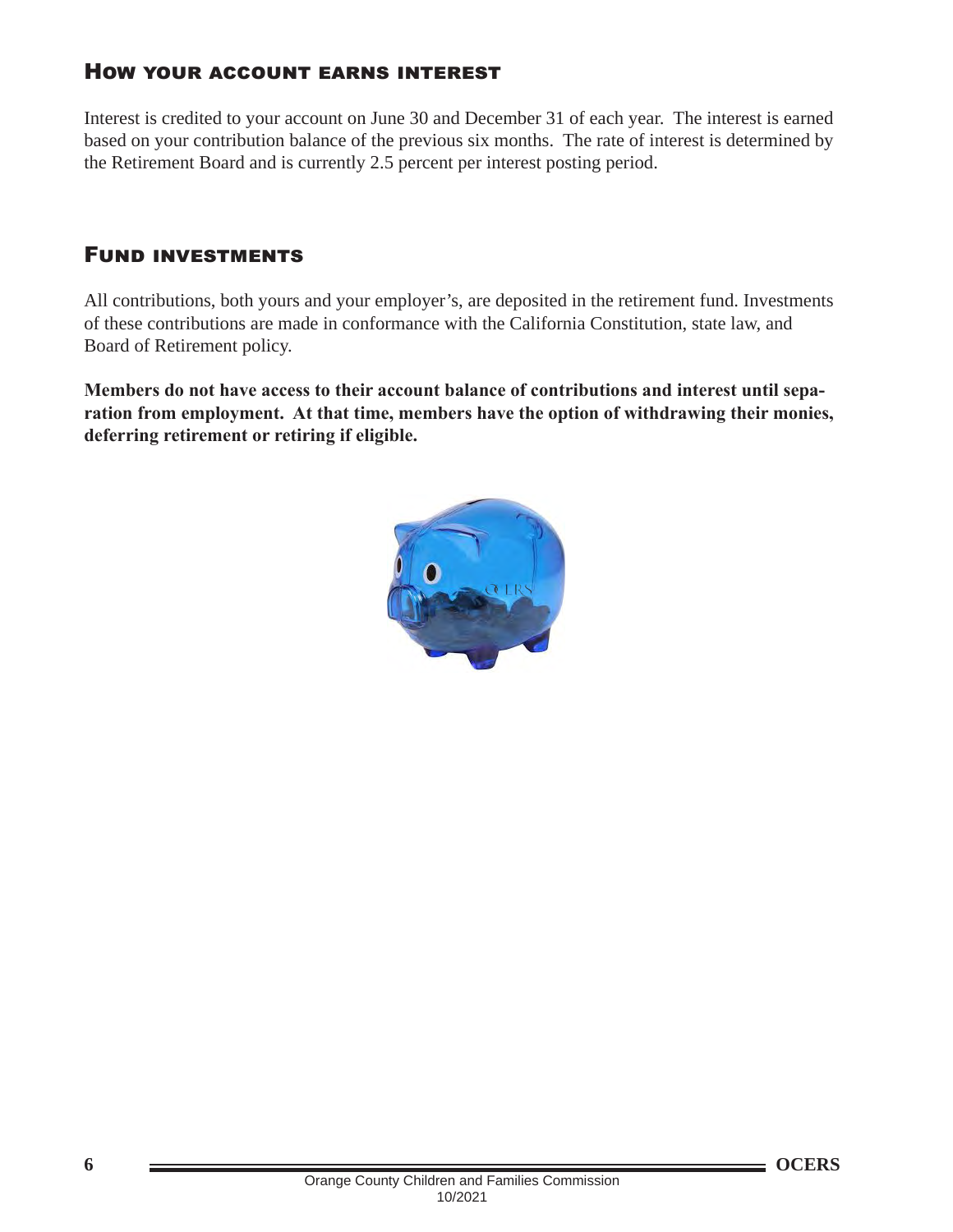## How your account earns interest

Interest is credited to your account on June 30 and December 31 of each year. The interest is earned based on your contribution balance of the previous six months. The rate of interest is determined by the Retirement Board and is currently 2.5 percent per interest posting period.

## Fund investments

All contributions, both yours and your employer's, are deposited in the retirement fund. Investments of these contributions are made in conformance with the California Constitution, state law, and Board of Retirement policy.

**Members do not have access to their account balance of contributions and interest until separation from employment. At that time, members have the option of withdrawing their monies, deferring retirement or retiring if eligible.**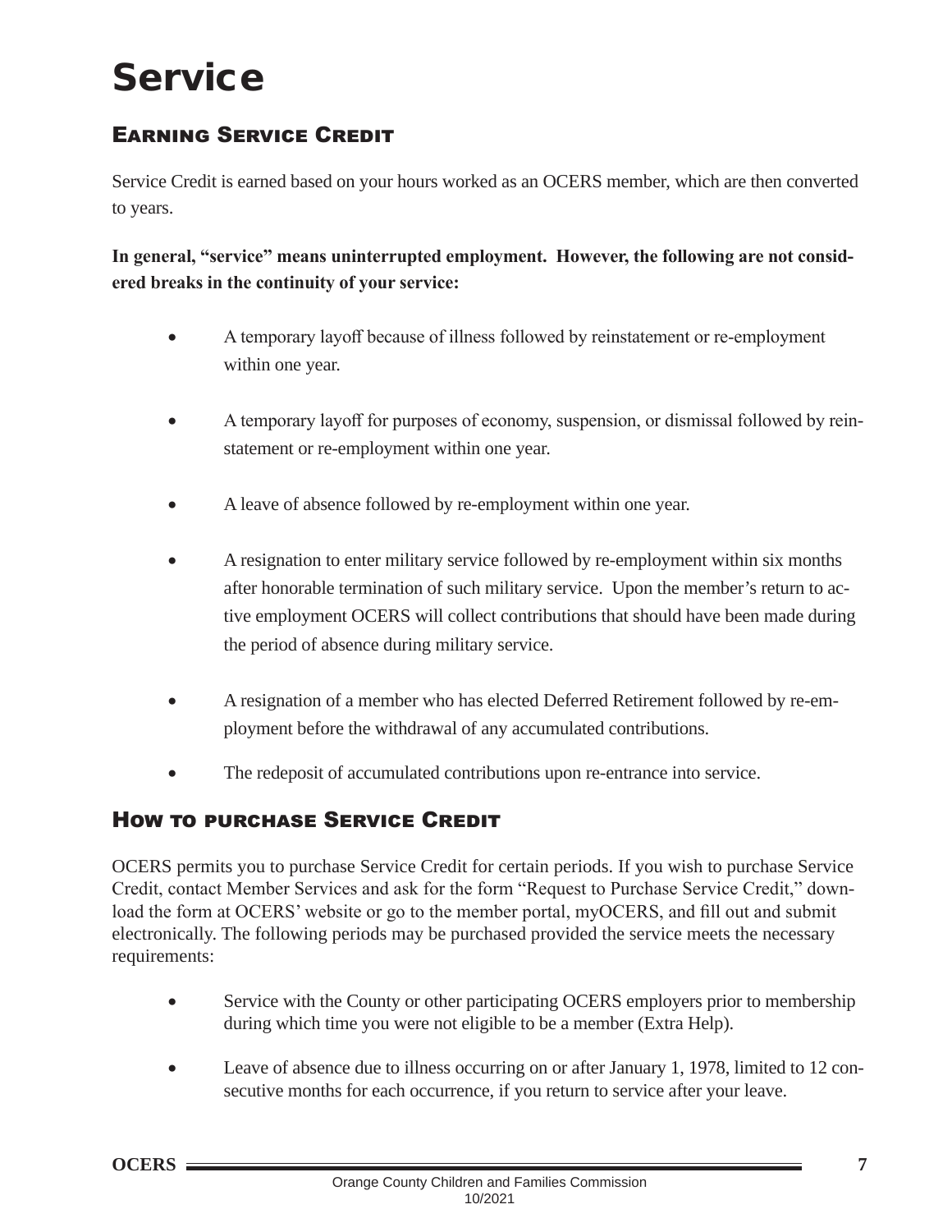# Service

## Earning Service Credit

Service Credit is earned based on your hours worked as an OCERS member, which are then converted to years.

**In general, "service" means uninterrupted employment. However, the following are not considered breaks in the continuity of your service:**

- A temporary layoff because of illness followed by reinstatement or re-employment within one year.
- A temporary layoff for purposes of economy, suspension, or dismissal followed by reinstatement or re-employment within one year.
- A leave of absence followed by re-employment within one year.
- A resignation to enter military service followed by re-employment within six months after honorable termination of such military service. Upon the member's return to active employment OCERS will collect contributions that should have been made during the period of absence during military service.
- A resignation of a member who has elected Deferred Retirement followed by re-employment before the withdrawal of any accumulated contributions.
- The redeposit of accumulated contributions upon re-entrance into service.

## How to purchase Service Credit

OCERS permits you to purchase Service Credit for certain periods. If you wish to purchase Service Credit, contact Member Services and ask for the form "Request to Purchase Service Credit," download the form at OCERS' website or go to the member portal, myOCERS, and fill out and submit electronically. The following periods may be purchased provided the service meets the necessary requirements:

- Service with the County or other participating OCERS employers prior to membership during which time you were not eligible to be a member (Extra Help).
- Leave of absence due to illness occurring on or after January 1, 1978, limited to 12 consecutive months for each occurrence, if you return to service after your leave.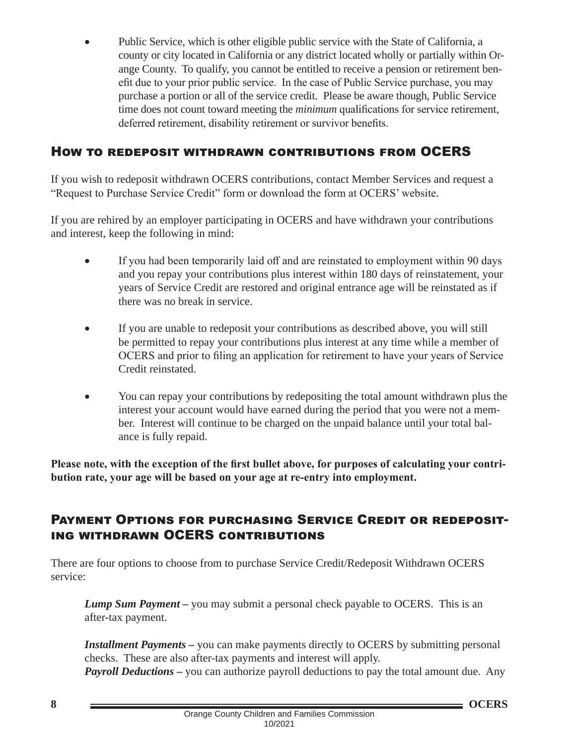- Public Service, which is other eligible public service with the State of California, a county or city located in California or any district located wholly or partially within Orange County. To qualify, you cannot be entitled to receive a pension or retirement benefit due to your prior public service. In the case of Public Service purchase, you may purchase a portion or all of the service credit. Please be aware though, Public Service time does not count toward meeting the *minimum* qualifications for service retirement, deferred retirement, disability retirement or survivor benefits.

## How to redeposit withdrawn contributions from OCERS

If you wish to redeposit withdrawn OCERS contributions, contact Member Services and request a "Request to Purchase Service Credit" form or download the form at OCERS' website.

If you are rehired by an employer participating in OCERS and have withdrawn your contributions and interest, keep the following in mind:

- If you had been temporarily laid off and are reinstated to employment within 90 days and you repay your contributions plus interest within 180 days of reinstatement, your years of Service Credit are restored and original entrance age will be reinstated as if there was no break in service.
- If you are unable to redeposit your contributions as described above, you will still be permitted to repay your contributions plus interest at any time while a member of OCERS and prior to filing an application for retirement to have your years of Service Credit reinstated.
- You can repay your contributions by redepositing the total amount withdrawn plus the interest your account would have earned during the period that you were not a member. Interest will continue to be charged on the unpaid balance until your total balance is fully repaid.

**Please note, with the exception of the first bullet above, for purposes of calculating your contribution rate, your age will be based on your age at re-entry into employment.**

## Payment Options for purchasing Service Credit or redepositing withdrawn OCERS contributions

There are four options to choose from to purchase Service Credit/Redeposit Withdrawn OCERS service:

***Lump Sum Payment*** **–** you may submit a personal check payable to OCERS. This is an after-tax payment.

***Installment Payments*** **–** you can make payments directly to OCERS by submitting personal checks. These are also after-tax payments and interest will apply.
***Payroll Deductions*** **–** you can authorize payroll deductions to pay the total amount due. Any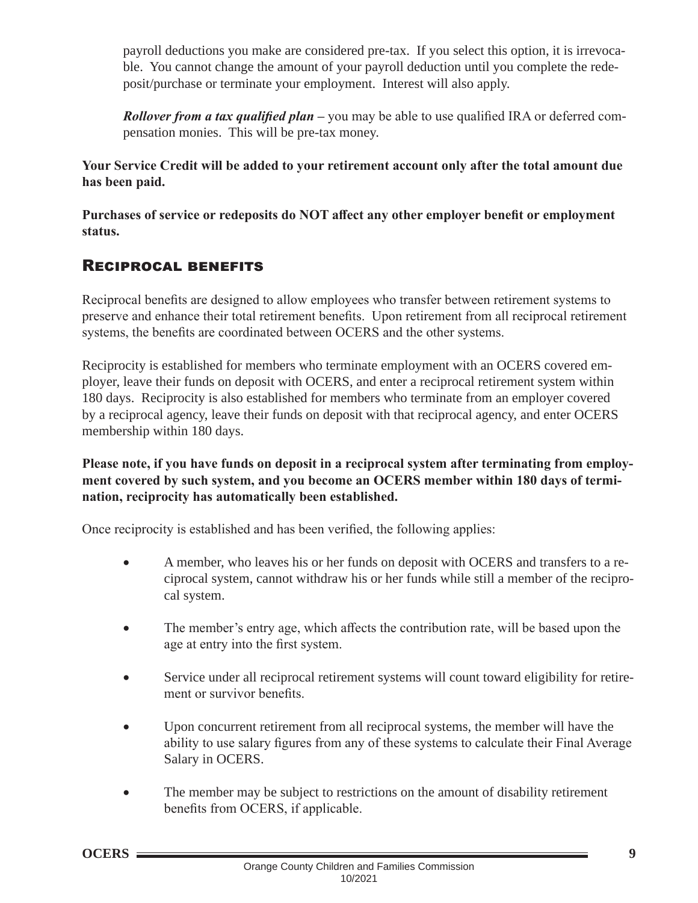payroll deductions you make are considered pre-tax. If you select this option, it is irrevocable. You cannot change the amount of your payroll deduction until you complete the redeposit/purchase or terminate your employment. Interest will also apply.

***Rollover from a tax qualified plan*** – you may be able to use qualified IRA or deferred compensation monies. This will be pre-tax money.

**Your Service Credit will be added to your retirement account only after the total amount due has been paid.**

**Purchases of service or redeposits do NOT affect any other employer benefit or employment status.**

## Reciprocal benefits

Reciprocal benefits are designed to allow employees who transfer between retirement systems to preserve and enhance their total retirement benefits. Upon retirement from all reciprocal retirement systems, the benefits are coordinated between OCERS and the other systems.

Reciprocity is established for members who terminate employment with an OCERS covered employer, leave their funds on deposit with OCERS, and enter a reciprocal retirement system within 180 days. Reciprocity is also established for members who terminate from an employer covered by a reciprocal agency, leave their funds on deposit with that reciprocal agency, and enter OCERS membership within 180 days.

**Please note, if you have funds on deposit in a reciprocal system after terminating from employment covered by such system, and you become an OCERS member within 180 days of termination, reciprocity has automatically been established.**

Once reciprocity is established and has been verified, the following applies:

- A member, who leaves his or her funds on deposit with OCERS and transfers to a reciprocal system, cannot withdraw his or her funds while still a member of the reciprocal system.
- The member's entry age, which affects the contribution rate, will be based upon the age at entry into the first system.
- Service under all reciprocal retirement systems will count toward eligibility for retirement or survivor benefits.
- Upon concurrent retirement from all reciprocal systems, the member will have the ability to use salary figures from any of these systems to calculate their Final Average Salary in OCERS.
- The member may be subject to restrictions on the amount of disability retirement benefits from OCERS, if applicable.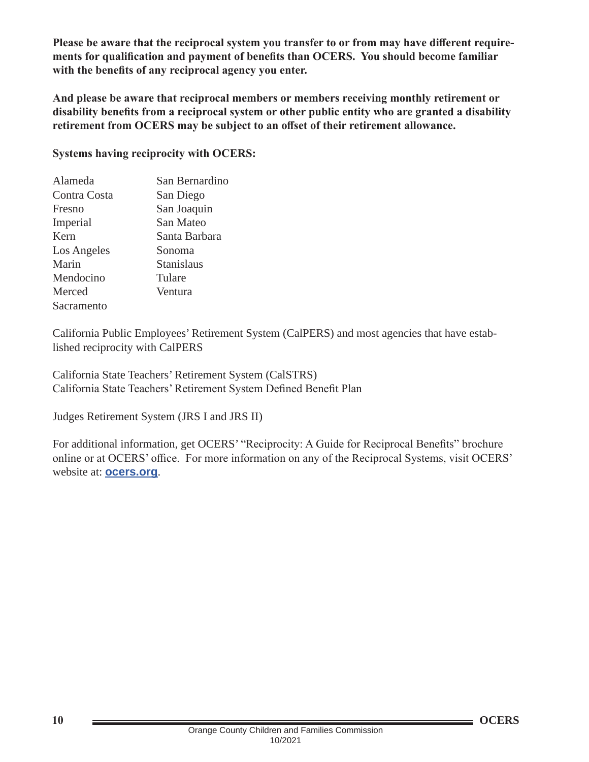**Please be aware that the reciprocal system you transfer to or from may have different requirements for qualification and payment of benefits than OCERS. You should become familiar with the benefits of any reciprocal agency you enter.**

**And please be aware that reciprocal members or members receiving monthly retirement or disability benefits from a reciprocal system or other public entity who are granted a disability retirement from OCERS may be subject to an offset of their retirement allowance.**

**Systems having reciprocity with OCERS:**

| | |
|---|---|
| Alameda | San Bernardino |
| Contra Costa | San Diego |
| Fresno | San Joaquin |
| Imperial | San Mateo |
| Kern | Santa Barbara |
| Los Angeles | Sonoma |
| Marin | Stanislaus |
| Mendocino | Tulare |
| Merced | Ventura |
| Sacramento | |

California Public Employees' Retirement System (CalPERS) and most agencies that have established reciprocity with CalPERS

California State Teachers' Retirement System (CalSTRS)
California State Teachers' Retirement System Defined Benefit Plan

Judges Retirement System (JRS I and JRS II)

For additional information, get OCERS' "Reciprocity: A Guide for Reciprocal Benefits" brochure online or at OCERS' office. For more information on any of the Reciprocal Systems, visit OCERS' website at: **ocers.org**.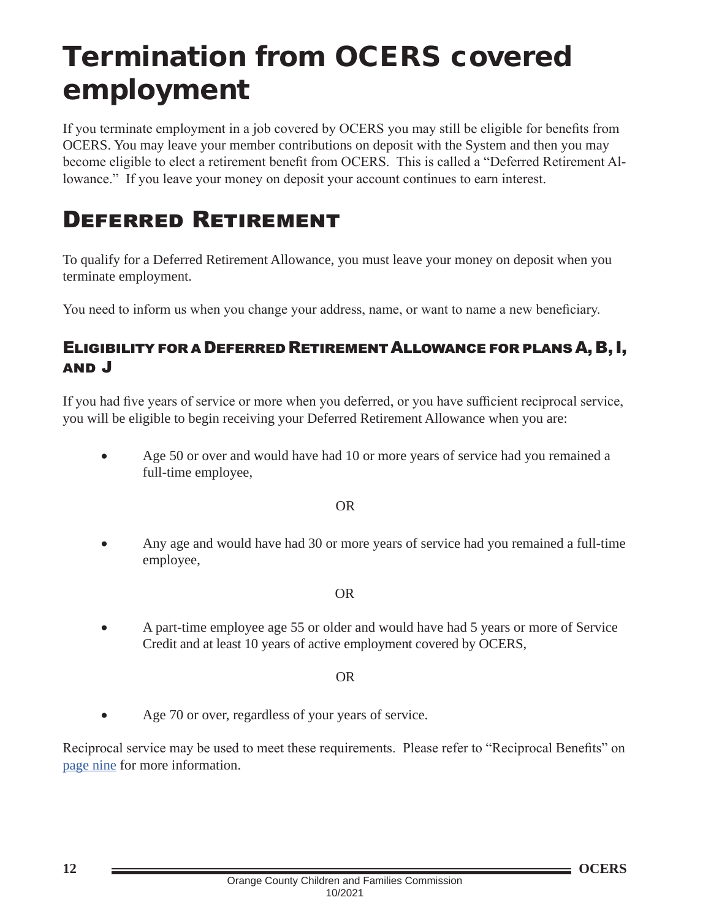# Termination from OCERS covered employment

If you terminate employment in a job covered by OCERS you may still be eligible for benefits from OCERS. You may leave your member contributions on deposit with the System and then you may become eligible to elect a retirement benefit from OCERS. This is called a "Deferred Retirement Allowance." If you leave your money on deposit your account continues to earn interest.

## Deferred Retirement

To qualify for a Deferred Retirement Allowance, you must leave your money on deposit when you terminate employment.

You need to inform us when you change your address, name, or want to name a new beneficiary.

### Eligibility for a Deferred Retirement Allowance for plans A, B, I, and J

If you had five years of service or more when you deferred, or you have sufficient reciprocal service, you will be eligible to begin receiving your Deferred Retirement Allowance when you are:

- Age 50 or over and would have had 10 or more years of service had you remained a full-time employee,

  OR

- Any age and would have had 30 or more years of service had you remained a full-time employee,

  OR

- A part-time employee age 55 or older and would have had 5 years or more of Service Credit and at least 10 years of active employment covered by OCERS,

  OR

- Age 70 or over, regardless of your years of service.

Reciprocal service may be used to meet these requirements. Please refer to "Reciprocal Benefits" on page nine for more information.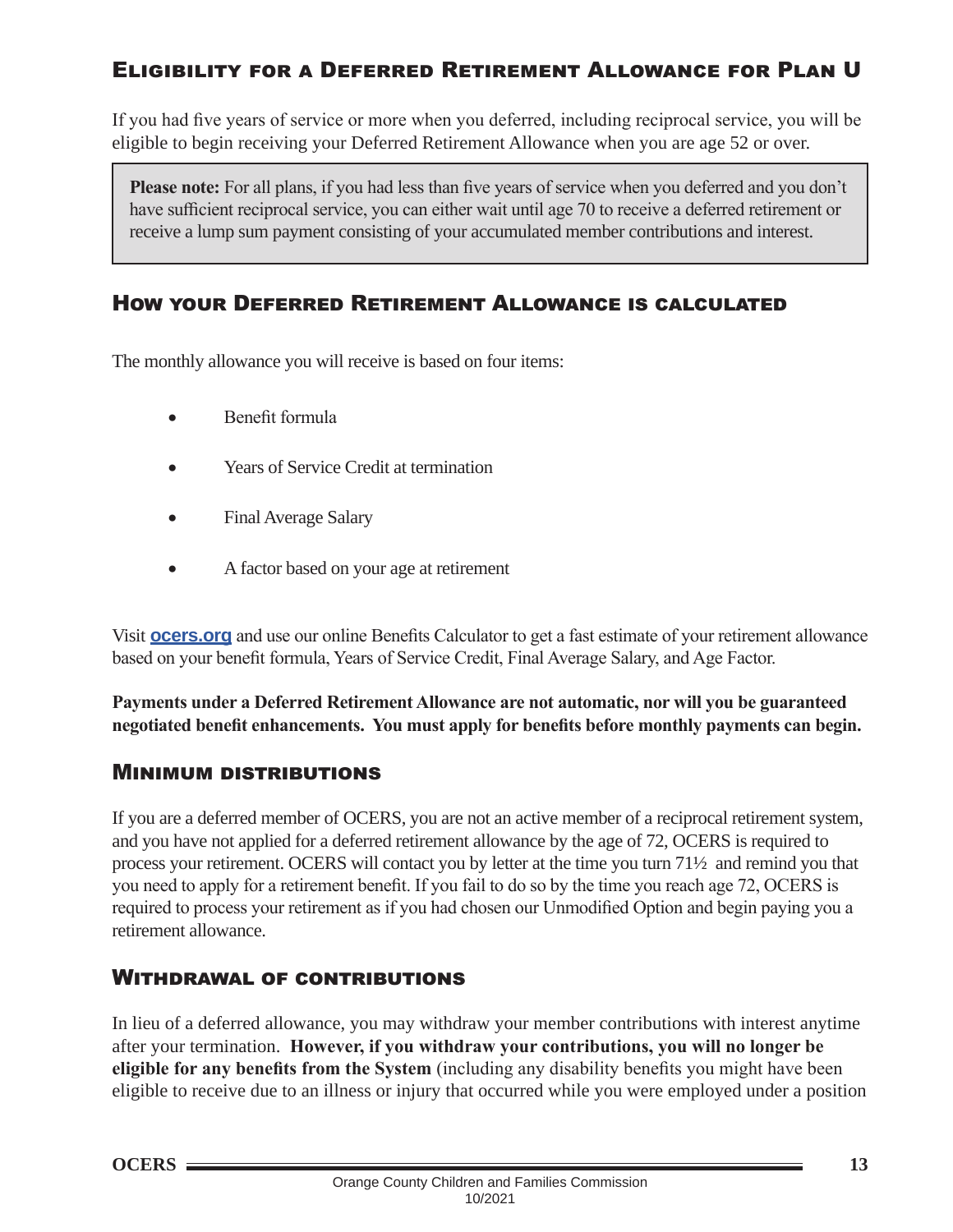## Eligibility for a Deferred Retirement Allowance for Plan U

If you had five years of service or more when you deferred, including reciprocal service, you will be eligible to begin receiving your Deferred Retirement Allowance when you are age 52 or over.

> **Please note:** For all plans, if you had less than five years of service when you deferred and you don't have sufficient reciprocal service, you can either wait until age 70 to receive a deferred retirement or receive a lump sum payment consisting of your accumulated member contributions and interest.

## How your Deferred Retirement Allowance is calculated

The monthly allowance you will receive is based on four items:

- Benefit formula
- Years of Service Credit at termination
- Final Average Salary
- A factor based on your age at retirement

Visit **ocers.org** and use our online Benefits Calculator to get a fast estimate of your retirement allowance based on your benefit formula, Years of Service Credit, Final Average Salary, and Age Factor.

**Payments under a Deferred Retirement Allowance are not automatic, nor will you be guaranteed negotiated benefit enhancements. You must apply for benefits before monthly payments can begin.**

## Minimum distributions

If you are a deferred member of OCERS, you are not an active member of a reciprocal retirement system, and you have not applied for a deferred retirement allowance by the age of 72, OCERS is required to process your retirement. OCERS will contact you by letter at the time you turn 71½ and remind you that you need to apply for a retirement benefit. If you fail to do so by the time you reach age 72, OCERS is required to process your retirement as if you had chosen our Unmodified Option and begin paying you a retirement allowance.

## Withdrawal of contributions

In lieu of a deferred allowance, you may withdraw your member contributions with interest anytime after your termination. **However, if you withdraw your contributions, you will no longer be eligible for any benefits from the System** (including any disability benefits you might have been eligible to receive due to an illness or injury that occurred while you were employed under a position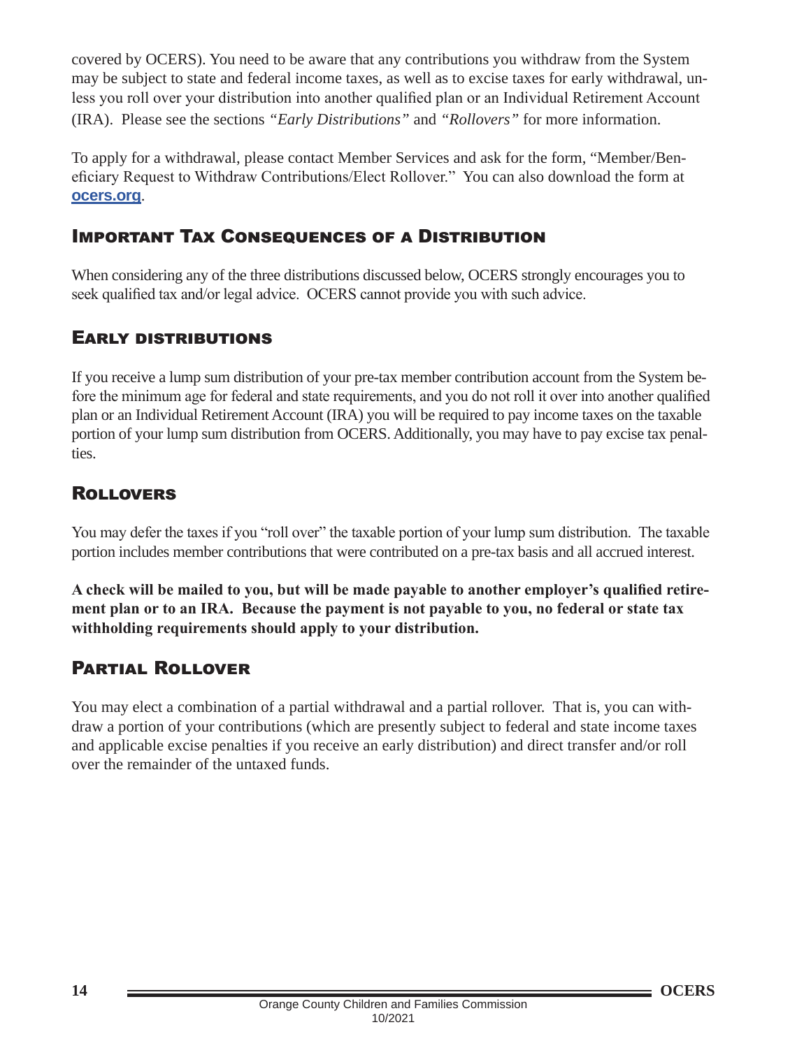covered by OCERS). You need to be aware that any contributions you withdraw from the System may be subject to state and federal income taxes, as well as to excise taxes for early withdrawal, unless you roll over your distribution into another qualified plan or an Individual Retirement Account (IRA). Please see the sections *"Early Distributions"* and *"Rollovers"* for more information.

To apply for a withdrawal, please contact Member Services and ask for the form, "Member/Beneficiary Request to Withdraw Contributions/Elect Rollover." You can also download the form at **ocers.org**.

## Important Tax Consequences of a Distribution

When considering any of the three distributions discussed below, OCERS strongly encourages you to seek qualified tax and/or legal advice. OCERS cannot provide you with such advice.

## Early distributions

If you receive a lump sum distribution of your pre-tax member contribution account from the System before the minimum age for federal and state requirements, and you do not roll it over into another qualified plan or an Individual Retirement Account (IRA) you will be required to pay income taxes on the taxable portion of your lump sum distribution from OCERS. Additionally, you may have to pay excise tax penalties.

## Rollovers

You may defer the taxes if you "roll over" the taxable portion of your lump sum distribution. The taxable portion includes member contributions that were contributed on a pre-tax basis and all accrued interest.

**A check will be mailed to you, but will be made payable to another employer's qualified retirement plan or to an IRA. Because the payment is not payable to you, no federal or state tax withholding requirements should apply to your distribution.**

## Partial Rollover

You may elect a combination of a partial withdrawal and a partial rollover. That is, you can withdraw a portion of your contributions (which are presently subject to federal and state income taxes and applicable excise penalties if you receive an early distribution) and direct transfer and/or roll over the remainder of the untaxed funds.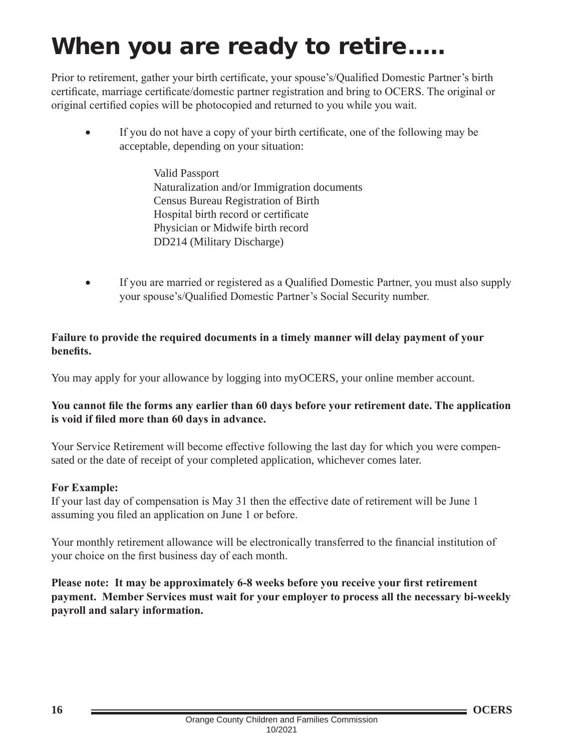# When you are ready to retire.....

Prior to retirement, gather your birth certificate, your spouse's/Qualified Domestic Partner's birth certificate, marriage certificate/domestic partner registration and bring to OCERS. The original or original certified copies will be photocopied and returned to you while you wait.

- If you do not have a copy of your birth certificate, one of the following may be acceptable, depending on your situation:

  Valid Passport
  Naturalization and/or Immigration documents
  Census Bureau Registration of Birth
  Hospital birth record or certificate
  Physician or Midwife birth record
  DD214 (Military Discharge)

- If you are married or registered as a Qualified Domestic Partner, you must also supply your spouse's/Qualified Domestic Partner's Social Security number.

**Failure to provide the required documents in a timely manner will delay payment of your benefits.**

You may apply for your allowance by logging into myOCERS, your online member account.

**You cannot file the forms any earlier than 60 days before your retirement date. The application is void if filed more than 60 days in advance.**

Your Service Retirement will become effective following the last day for which you were compensated or the date of receipt of your completed application, whichever comes later.

**For Example:**
If your last day of compensation is May 31 then the effective date of retirement will be June 1 assuming you filed an application on June 1 or before.

Your monthly retirement allowance will be electronically transferred to the financial institution of your choice on the first business day of each month.

**Please note: It may be approximately 6-8 weeks before you receive your first retirement payment. Member Services must wait for your employer to process all the necessary bi-weekly payroll and salary information.**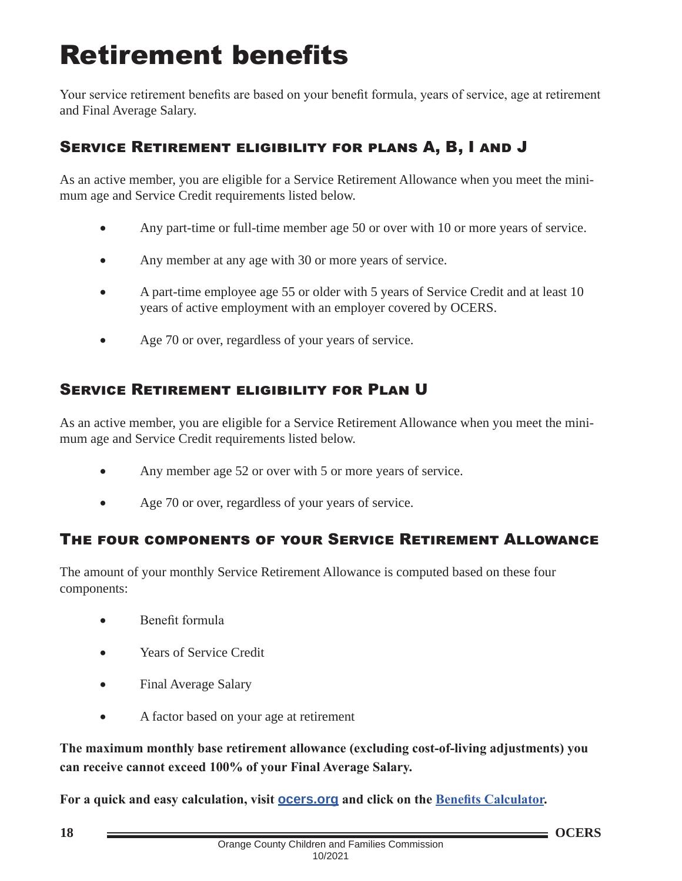# Retirement benefits

Your service retirement benefits are based on your benefit formula, years of service, age at retirement and Final Average Salary.

## Service Retirement eligibility for plans A, B, I and J

As an active member, you are eligible for a Service Retirement Allowance when you meet the minimum age and Service Credit requirements listed below.

- Any part-time or full-time member age 50 or over with 10 or more years of service.
- Any member at any age with 30 or more years of service.
- A part-time employee age 55 or older with 5 years of Service Credit and at least 10 years of active employment with an employer covered by OCERS.
- Age 70 or over, regardless of your years of service.

## Service Retirement eligibility for Plan U

As an active member, you are eligible for a Service Retirement Allowance when you meet the minimum age and Service Credit requirements listed below.

- Any member age 52 or over with 5 or more years of service.
- Age 70 or over, regardless of your years of service.

## The four components of your Service Retirement Allowance

The amount of your monthly Service Retirement Allowance is computed based on these four components:

- Benefit formula
- Years of Service Credit
- Final Average Salary
- A factor based on your age at retirement

**The maximum monthly base retirement allowance (excluding cost-of-living adjustments) you can receive cannot exceed 100% of your Final Average Salary.**

**For a quick and easy calculation, visit ocers.org and click on the Benefits Calculator.**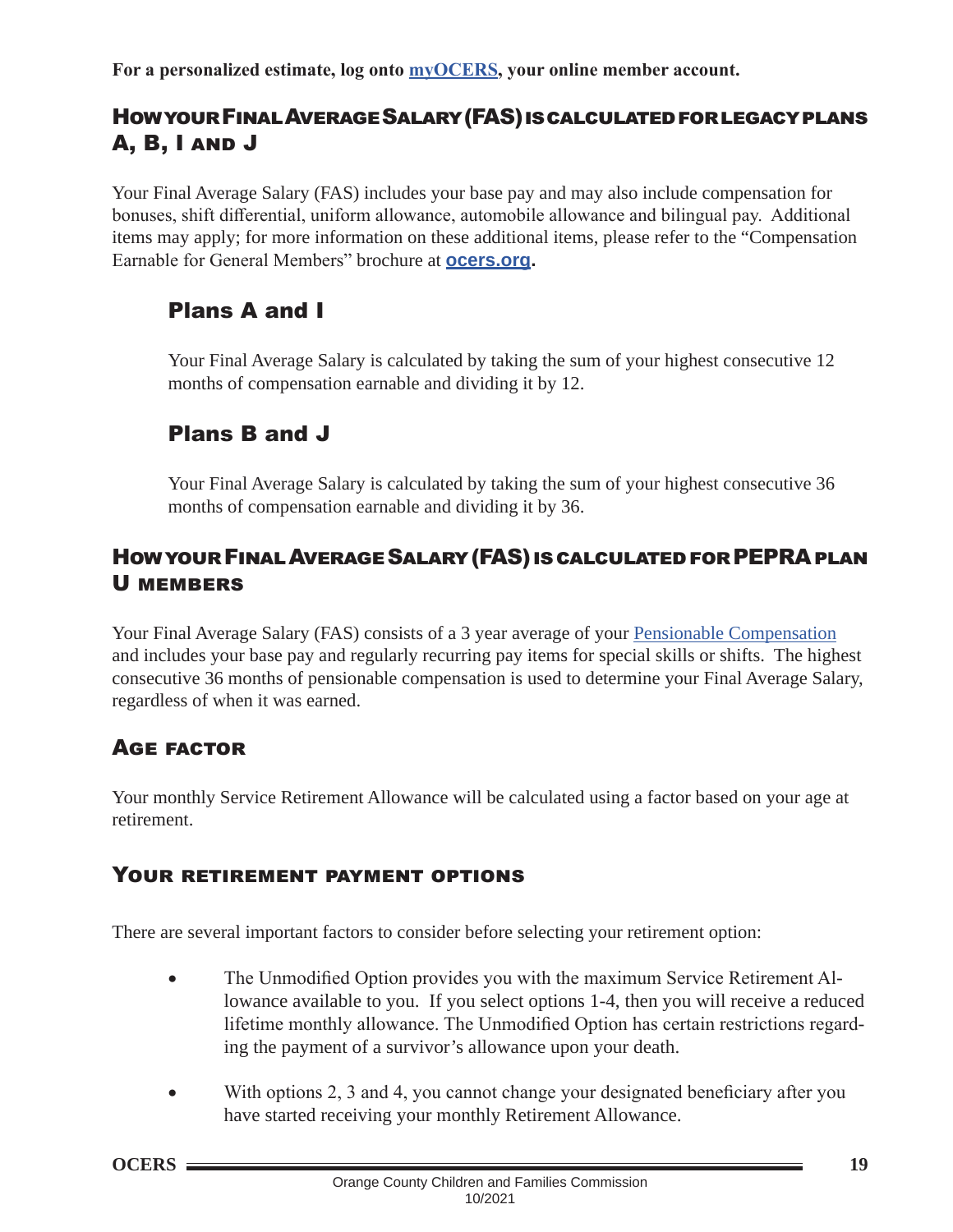**For a personalized estimate, log onto myOCERS, your online member account.**

## How your Final Average Salary (FAS) is calculated for legacy plans A, B, I and J

Your Final Average Salary (FAS) includes your base pay and may also include compensation for bonuses, shift differential, uniform allowance, automobile allowance and bilingual pay. Additional items may apply; for more information on these additional items, please refer to the "Compensation Earnable for General Members" brochure at **ocers.org**.

### Plans A and I

Your Final Average Salary is calculated by taking the sum of your highest consecutive 12 months of compensation earnable and dividing it by 12.

### Plans B and J

Your Final Average Salary is calculated by taking the sum of your highest consecutive 36 months of compensation earnable and dividing it by 36.

## How your Final Average Salary (FAS) is calculated for PEPRA plan U members

Your Final Average Salary (FAS) consists of a 3 year average of your Pensionable Compensation and includes your base pay and regularly recurring pay items for special skills or shifts. The highest consecutive 36 months of pensionable compensation is used to determine your Final Average Salary, regardless of when it was earned.

## Age factor

Your monthly Service Retirement Allowance will be calculated using a factor based on your age at retirement.

## Your retirement payment options

There are several important factors to consider before selecting your retirement option:

- The Unmodified Option provides you with the maximum Service Retirement Allowance available to you. If you select options 1-4, then you will receive a reduced lifetime monthly allowance. The Unmodified Option has certain restrictions regarding the payment of a survivor's allowance upon your death.
- With options 2, 3 and 4, you cannot change your designated beneficiary after you have started receiving your monthly Retirement Allowance.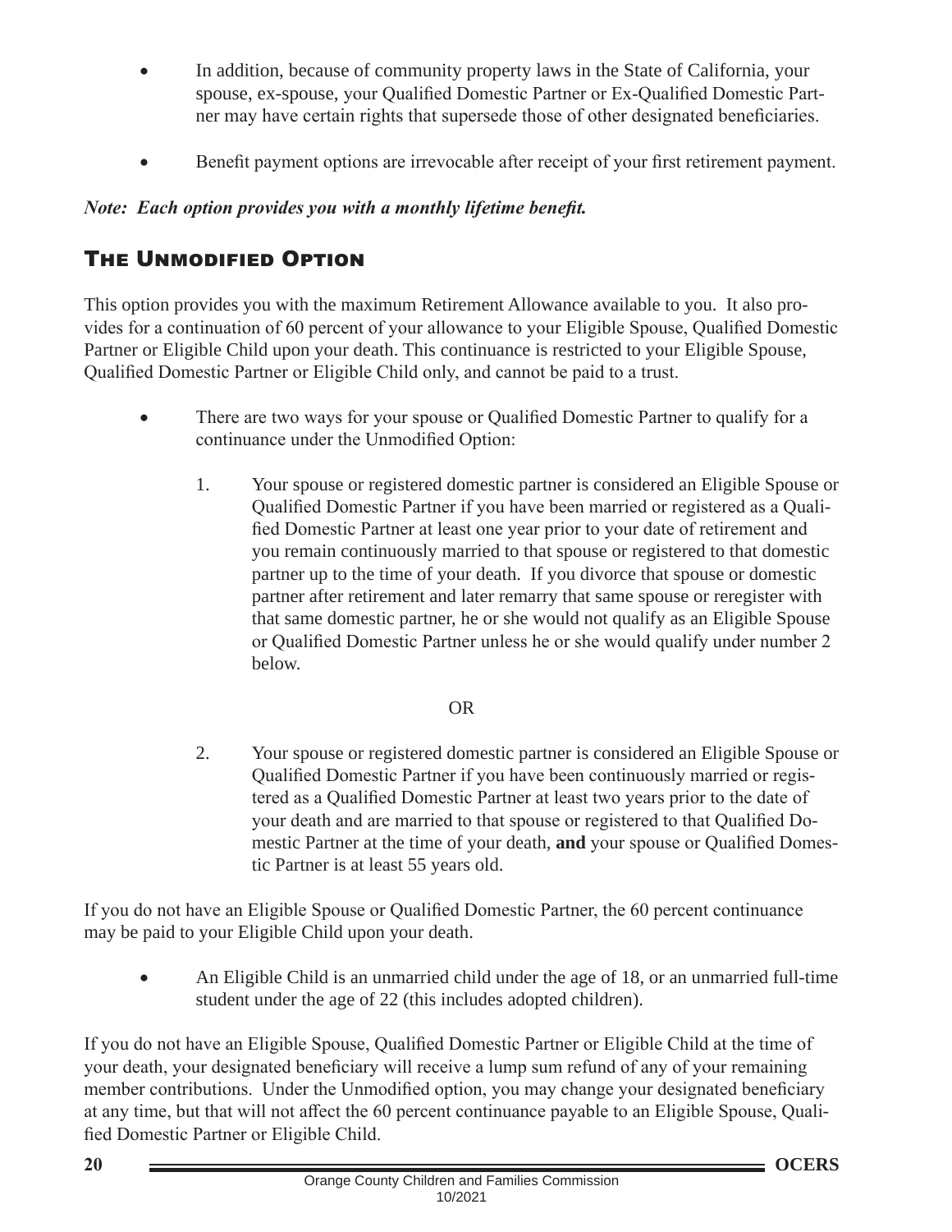- In addition, because of community property laws in the State of California, your spouse, ex-spouse, your Qualified Domestic Partner or Ex-Qualified Domestic Partner may have certain rights that supersede those of other designated beneficiaries.

- Benefit payment options are irrevocable after receipt of your first retirement payment.

***Note: Each option provides you with a monthly lifetime benefit.***

## The Unmodified Option

This option provides you with the maximum Retirement Allowance available to you. It also provides for a continuation of 60 percent of your allowance to your Eligible Spouse, Qualified Domestic Partner or Eligible Child upon your death. This continuance is restricted to your Eligible Spouse, Qualified Domestic Partner or Eligible Child only, and cannot be paid to a trust.

- There are two ways for your spouse or Qualified Domestic Partner to qualify for a continuance under the Unmodified Option:

  1. Your spouse or registered domestic partner is considered an Eligible Spouse or Qualified Domestic Partner if you have been married or registered as a Qualified Domestic Partner at least one year prior to your date of retirement and you remain continuously married to that spouse or registered to that domestic partner up to the time of your death. If you divorce that spouse or domestic partner after retirement and later remarry that same spouse or reregister with that same domestic partner, he or she would not qualify as an Eligible Spouse or Qualified Domestic Partner unless he or she would qualify under number 2 below.

     OR

  2. Your spouse or registered domestic partner is considered an Eligible Spouse or Qualified Domestic Partner if you have been continuously married or registered as a Qualified Domestic Partner at least two years prior to the date of your death and are married to that spouse or registered to that Qualified Domestic Partner at the time of your death, **and** your spouse or Qualified Domestic Partner is at least 55 years old.

If you do not have an Eligible Spouse or Qualified Domestic Partner, the 60 percent continuance may be paid to your Eligible Child upon your death.

- An Eligible Child is an unmarried child under the age of 18, or an unmarried full-time student under the age of 22 (this includes adopted children).

If you do not have an Eligible Spouse, Qualified Domestic Partner or Eligible Child at the time of your death, your designated beneficiary will receive a lump sum refund of any of your remaining member contributions. Under the Unmodified option, you may change your designated beneficiary at any time, but that will not affect the 60 percent continuance payable to an Eligible Spouse, Qualified Domestic Partner or Eligible Child.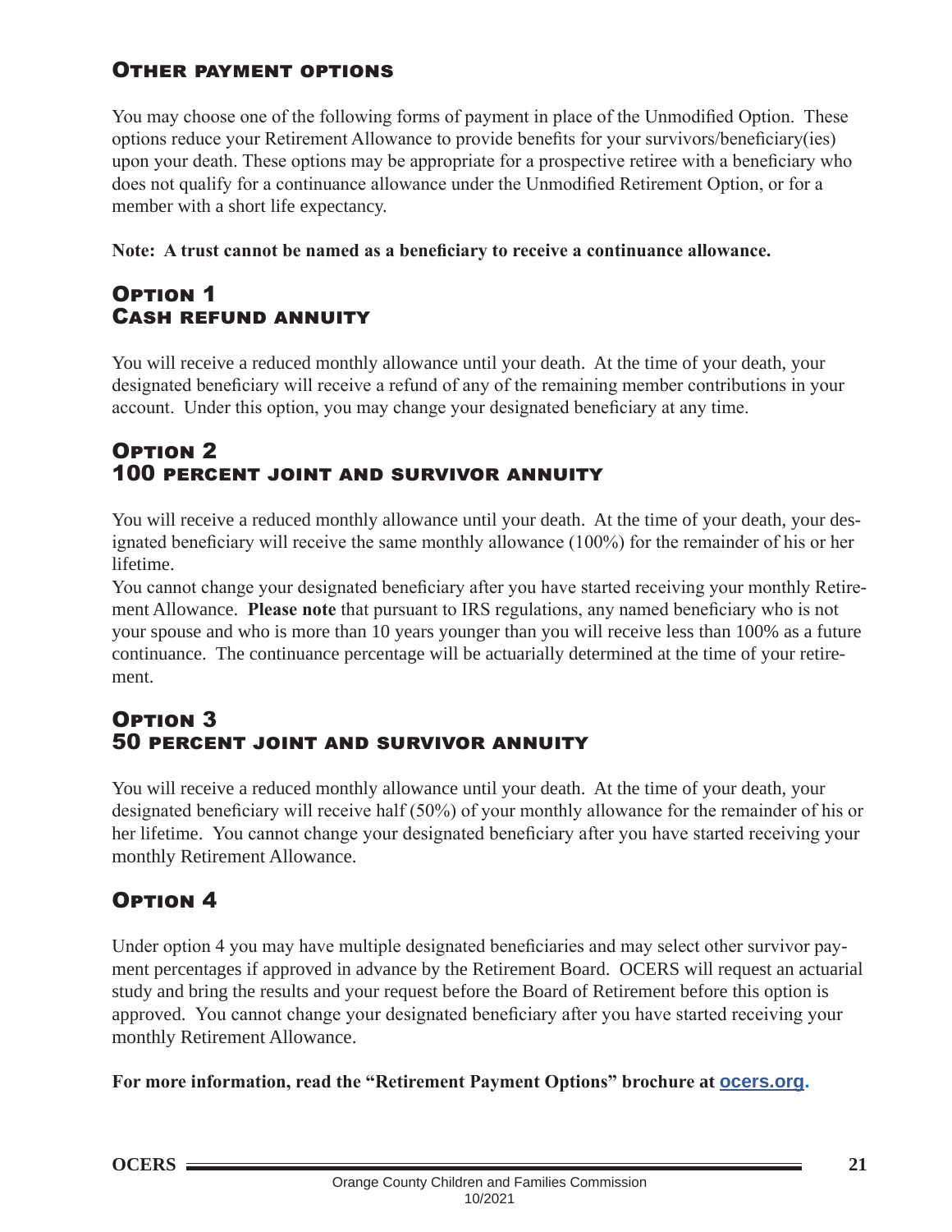## Other payment options

You may choose one of the following forms of payment in place of the Unmodified Option. These options reduce your Retirement Allowance to provide benefits for your survivors/beneficiary(ies) upon your death. These options may be appropriate for a prospective retiree with a beneficiary who does not qualify for a continuance allowance under the Unmodified Retirement Option, or for a member with a short life expectancy.

**Note: A trust cannot be named as a beneficiary to receive a continuance allowance.**

## Option 1
## Cash refund annuity

You will receive a reduced monthly allowance until your death. At the time of your death, your designated beneficiary will receive a refund of any of the remaining member contributions in your account. Under this option, you may change your designated beneficiary at any time.

## Option 2
## 100 percent joint and survivor annuity

You will receive a reduced monthly allowance until your death. At the time of your death, your designated beneficiary will receive the same monthly allowance (100%) for the remainder of his or her lifetime.

You cannot change your designated beneficiary after you have started receiving your monthly Retirement Allowance. **Please note** that pursuant to IRS regulations, any named beneficiary who is not your spouse and who is more than 10 years younger than you will receive less than 100% as a future continuance. The continuance percentage will be actuarially determined at the time of your retirement.

## Option 3
## 50 percent joint and survivor annuity

You will receive a reduced monthly allowance until your death. At the time of your death, your designated beneficiary will receive half (50%) of your monthly allowance for the remainder of his or her lifetime. You cannot change your designated beneficiary after you have started receiving your monthly Retirement Allowance.

## Option 4

Under option 4 you may have multiple designated beneficiaries and may select other survivor payment percentages if approved in advance by the Retirement Board. OCERS will request an actuarial study and bring the results and your request before the Board of Retirement before this option is approved. You cannot change your designated beneficiary after you have started receiving your monthly Retirement Allowance.

**For more information, read the "Retirement Payment Options" brochure at ocers.org.**

Orange County Children and Families Commission
10/2021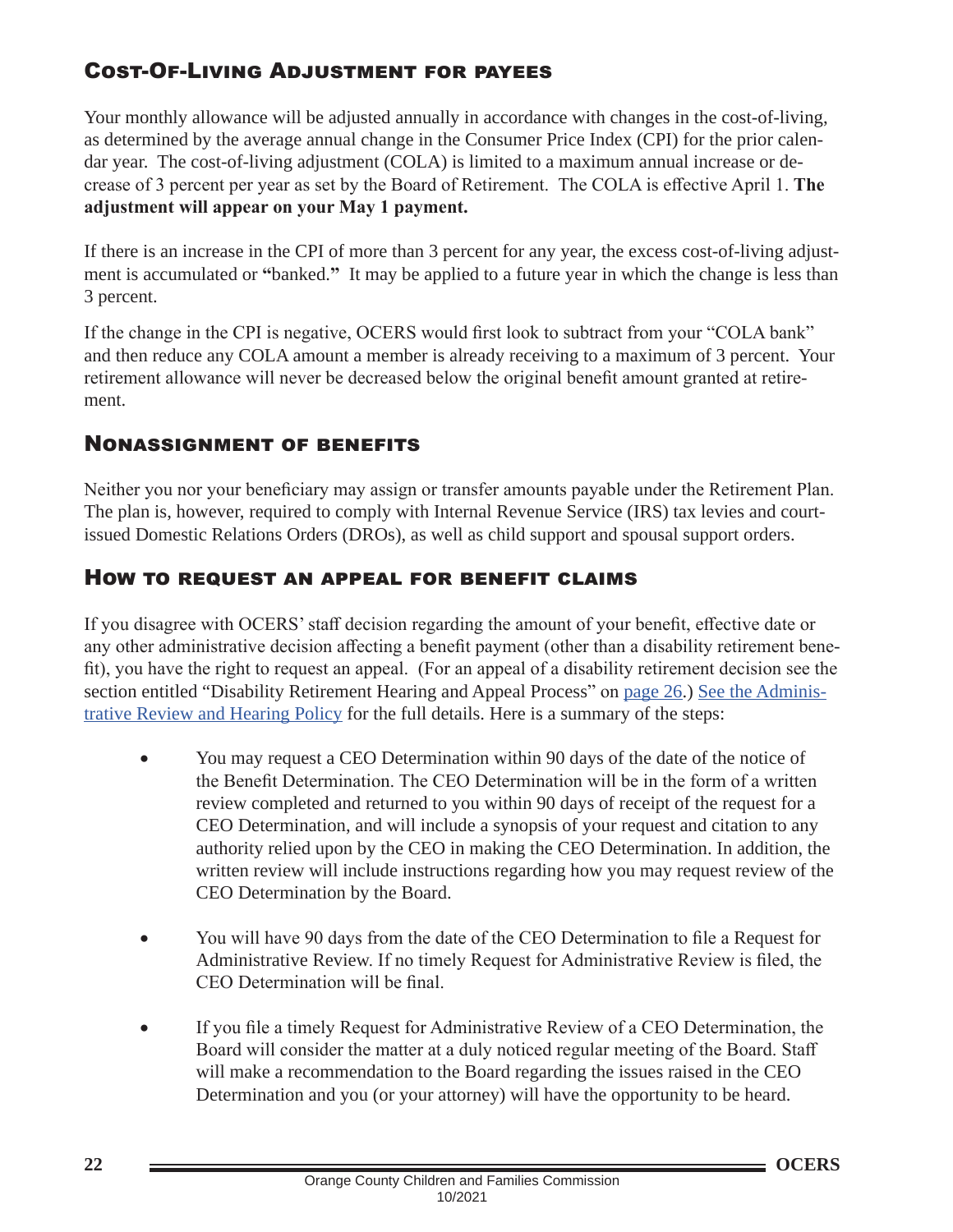## Cost-Of-Living Adjustment for payees

Your monthly allowance will be adjusted annually in accordance with changes in the cost-of-living, as determined by the average annual change in the Consumer Price Index (CPI) for the prior calendar year. The cost-of-living adjustment (COLA) is limited to a maximum annual increase or decrease of 3 percent per year as set by the Board of Retirement. The COLA is effective April 1. **The adjustment will appear on your May 1 payment.**

If there is an increase in the CPI of more than 3 percent for any year, the excess cost-of-living adjustment is accumulated or **"**banked.**"** It may be applied to a future year in which the change is less than 3 percent.

If the change in the CPI is negative, OCERS would first look to subtract from your "COLA bank" and then reduce any COLA amount a member is already receiving to a maximum of 3 percent. Your retirement allowance will never be decreased below the original benefit amount granted at retirement.

## Nonassignment of benefits

Neither you nor your beneficiary may assign or transfer amounts payable under the Retirement Plan. The plan is, however, required to comply with Internal Revenue Service (IRS) tax levies and court-issued Domestic Relations Orders (DROs), as well as child support and spousal support orders.

## How to request an appeal for benefit claims

If you disagree with OCERS' staff decision regarding the amount of your benefit, effective date or any other administrative decision affecting a benefit payment (other than a disability retirement benefit), you have the right to request an appeal. (For an appeal of a disability retirement decision see the section entitled "Disability Retirement Hearing and Appeal Process" on page 26.) See the Administrative Review and Hearing Policy for the full details. Here is a summary of the steps:

- You may request a CEO Determination within 90 days of the date of the notice of the Benefit Determination. The CEO Determination will be in the form of a written review completed and returned to you within 90 days of receipt of the request for a CEO Determination, and will include a synopsis of your request and citation to any authority relied upon by the CEO in making the CEO Determination. In addition, the written review will include instructions regarding how you may request review of the CEO Determination by the Board.

- You will have 90 days from the date of the CEO Determination to file a Request for Administrative Review. If no timely Request for Administrative Review is filed, the CEO Determination will be final.

- If you file a timely Request for Administrative Review of a CEO Determination, the Board will consider the matter at a duly noticed regular meeting of the Board. Staff will make a recommendation to the Board regarding the issues raised in the CEO Determination and you (or your attorney) will have the opportunity to be heard.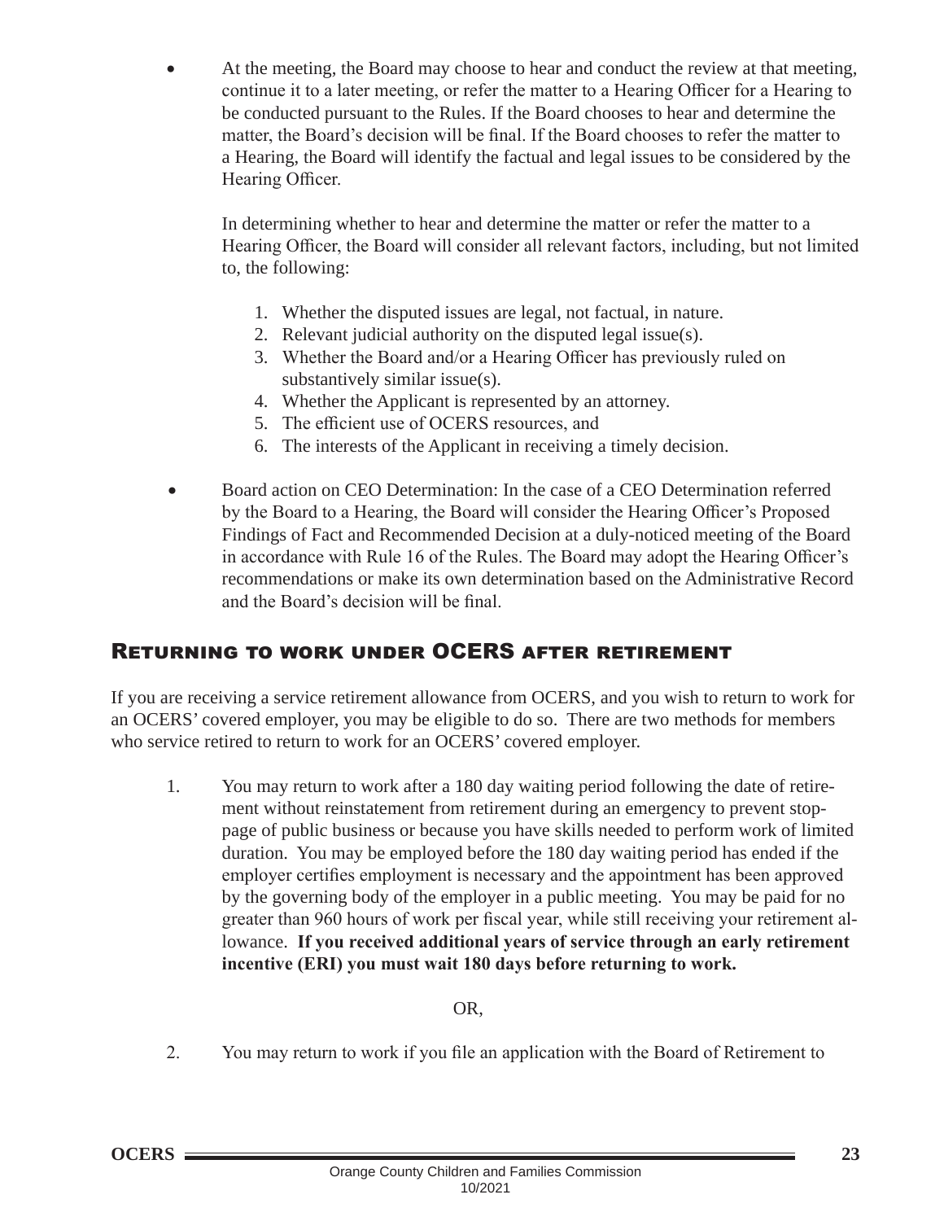- At the meeting, the Board may choose to hear and conduct the review at that meeting, continue it to a later meeting, or refer the matter to a Hearing Officer for a Hearing to be conducted pursuant to the Rules. If the Board chooses to hear and determine the matter, the Board's decision will be final. If the Board chooses to refer the matter to a Hearing, the Board will identify the factual and legal issues to be considered by the Hearing Officer.

  In determining whether to hear and determine the matter or refer the matter to a Hearing Officer, the Board will consider all relevant factors, including, but not limited to, the following:

  1. Whether the disputed issues are legal, not factual, in nature.
  2. Relevant judicial authority on the disputed legal issue(s).
  3. Whether the Board and/or a Hearing Officer has previously ruled on substantively similar issue(s).
  4. Whether the Applicant is represented by an attorney.
  5. The efficient use of OCERS resources, and
  6. The interests of the Applicant in receiving a timely decision.

- Board action on CEO Determination: In the case of a CEO Determination referred by the Board to a Hearing, the Board will consider the Hearing Officer's Proposed Findings of Fact and Recommended Decision at a duly-noticed meeting of the Board in accordance with Rule 16 of the Rules. The Board may adopt the Hearing Officer's recommendations or make its own determination based on the Administrative Record and the Board's decision will be final.

## Returning to work under OCERS after retirement

If you are receiving a service retirement allowance from OCERS, and you wish to return to work for an OCERS' covered employer, you may be eligible to do so. There are two methods for members who service retired to return to work for an OCERS' covered employer.

1. You may return to work after a 180 day waiting period following the date of retirement without reinstatement from retirement during an emergency to prevent stoppage of public business or because you have skills needed to perform work of limited duration. You may be employed before the 180 day waiting period has ended if the employer certifies employment is necessary and the appointment has been approved by the governing body of the employer in a public meeting. You may be paid for no greater than 960 hours of work per fiscal year, while still receiving your retirement allowance. **If you received additional years of service through an early retirement incentive (ERI) you must wait 180 days before returning to work.**

   OR,

2. You may return to work if you file an application with the Board of Retirement to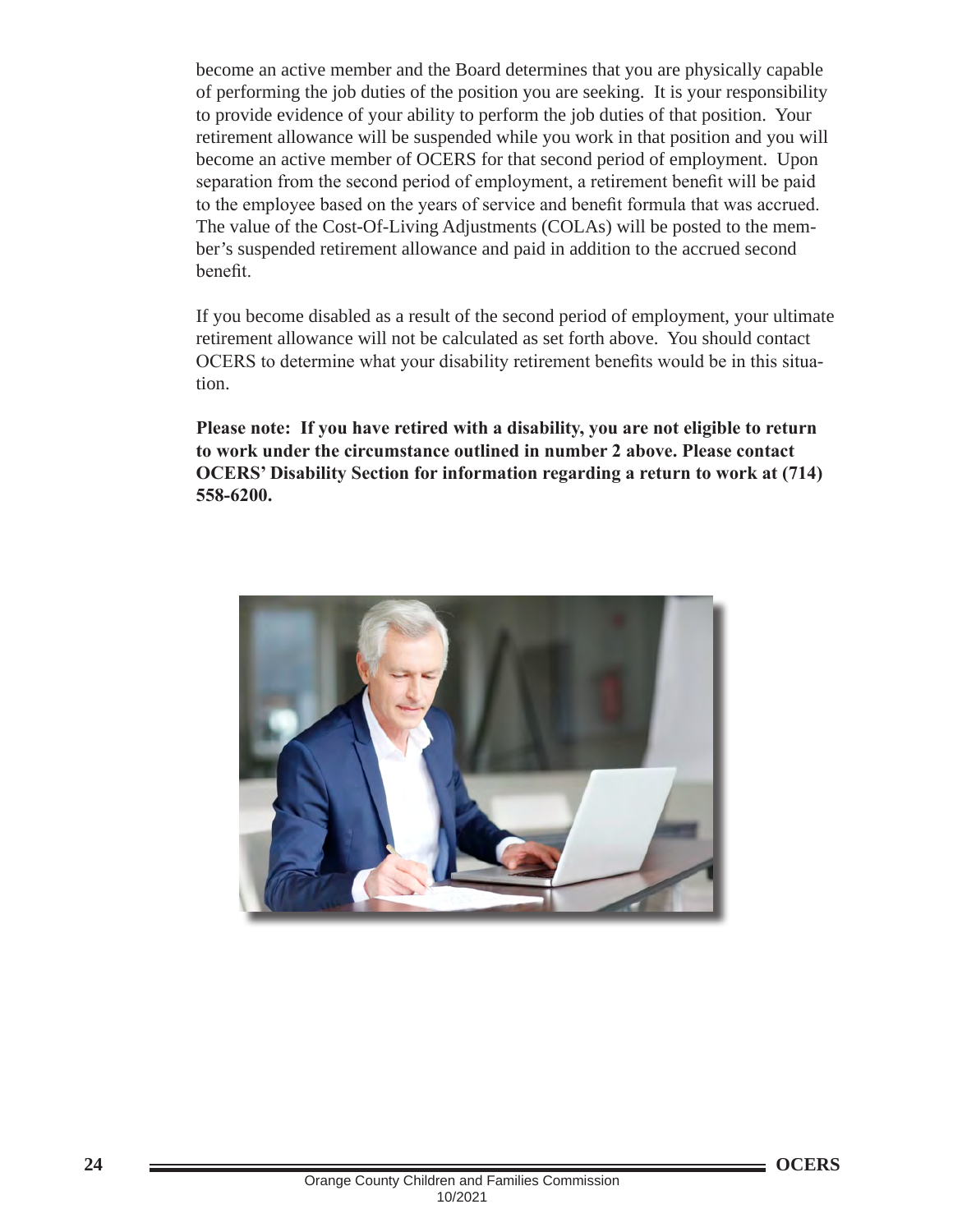become an active member and the Board determines that you are physically capable of performing the job duties of the position you are seeking. It is your responsibility to provide evidence of your ability to perform the job duties of that position. Your retirement allowance will be suspended while you work in that position and you will become an active member of OCERS for that second period of employment. Upon separation from the second period of employment, a retirement benefit will be paid to the employee based on the years of service and benefit formula that was accrued. The value of the Cost-Of-Living Adjustments (COLAs) will be posted to the member's suspended retirement allowance and paid in addition to the accrued second benefit.

If you become disabled as a result of the second period of employment, your ultimate retirement allowance will not be calculated as set forth above. You should contact OCERS to determine what your disability retirement benefits would be in this situation.

**Please note: If you have retired with a disability, you are not eligible to return to work under the circumstance outlined in number 2 above. Please contact OCERS' Disability Section for information regarding a return to work at (714) 558-6200.**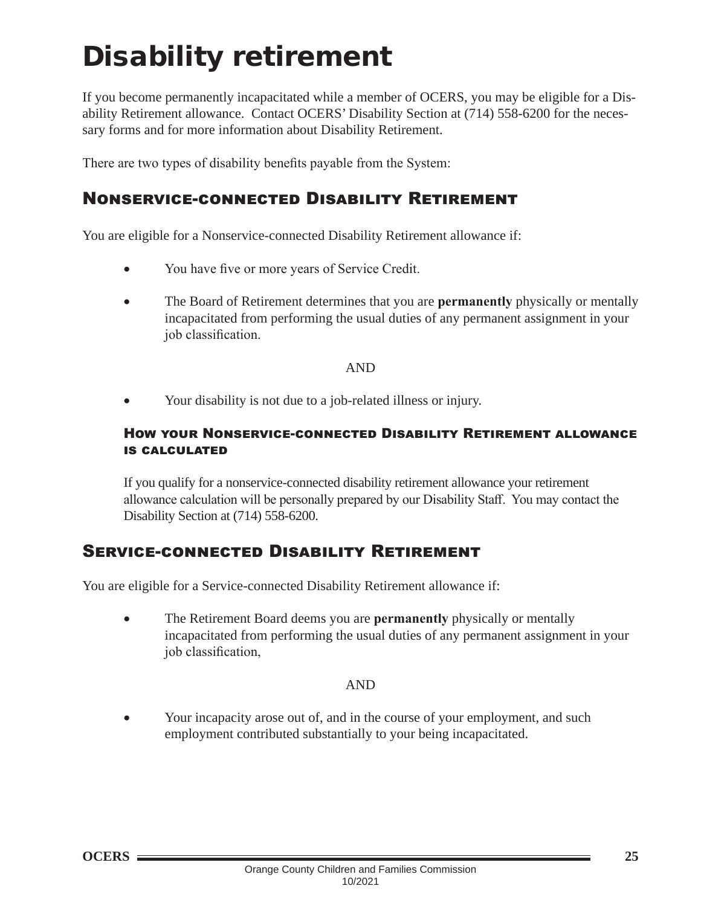# Disability retirement

If you become permanently incapacitated while a member of OCERS, you may be eligible for a Disability Retirement allowance. Contact OCERS' Disability Section at (714) 558-6200 for the necessary forms and for more information about Disability Retirement.

There are two types of disability benefits payable from the System:

## Nonservice-connected Disability Retirement

You are eligible for a Nonservice-connected Disability Retirement allowance if:

- You have five or more years of Service Credit.
- The Board of Retirement determines that you are **permanently** physically or mentally incapacitated from performing the usual duties of any permanent assignment in your job classification.

AND

- Your disability is not due to a job-related illness or injury.

### How your Nonservice-connected Disability Retirement allowance is calculated

If you qualify for a nonservice-connected disability retirement allowance your retirement allowance calculation will be personally prepared by our Disability Staff. You may contact the Disability Section at (714) 558-6200.

## Service-connected Disability Retirement

You are eligible for a Service-connected Disability Retirement allowance if:

- The Retirement Board deems you are **permanently** physically or mentally incapacitated from performing the usual duties of any permanent assignment in your job classification,

AND

- Your incapacity arose out of, and in the course of your employment, and such employment contributed substantially to your being incapacitated.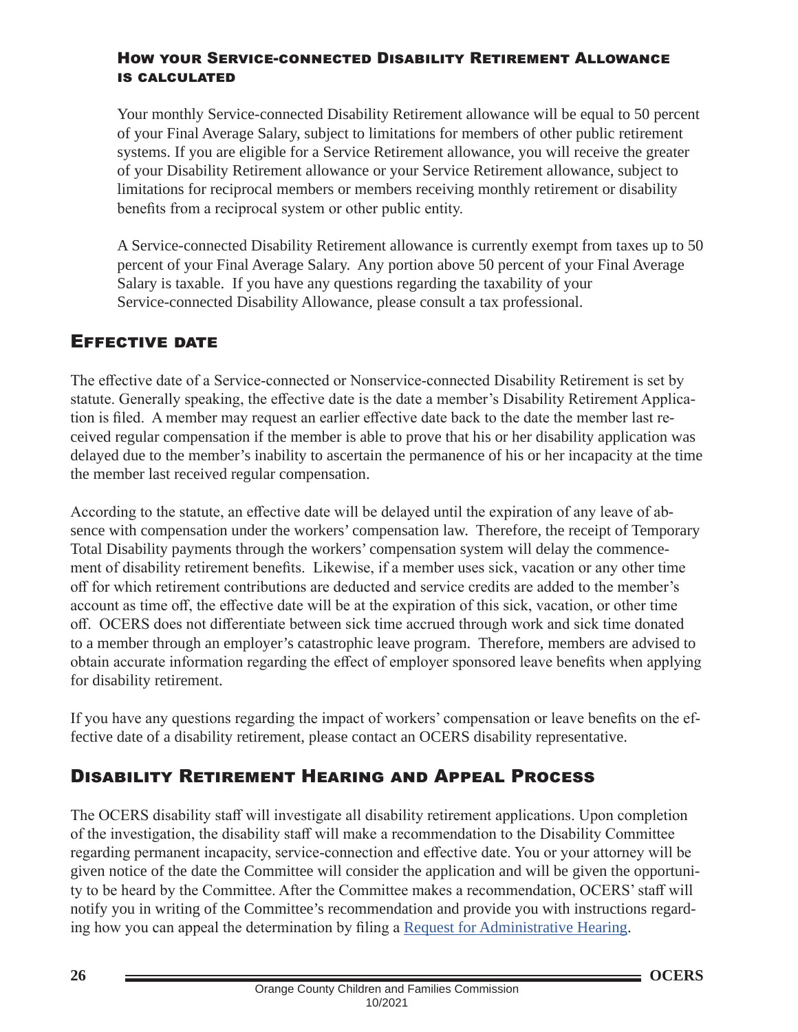### How your Service-connected Disability Retirement Allowance is calculated

Your monthly Service-connected Disability Retirement allowance will be equal to 50 percent of your Final Average Salary, subject to limitations for members of other public retirement systems. If you are eligible for a Service Retirement allowance, you will receive the greater of your Disability Retirement allowance or your Service Retirement allowance, subject to limitations for reciprocal members or members receiving monthly retirement or disability benefits from a reciprocal system or other public entity.

A Service-connected Disability Retirement allowance is currently exempt from taxes up to 50 percent of your Final Average Salary. Any portion above 50 percent of your Final Average Salary is taxable. If you have any questions regarding the taxability of your Service-connected Disability Allowance, please consult a tax professional.

## Effective date

The effective date of a Service-connected or Nonservice-connected Disability Retirement is set by statute. Generally speaking, the effective date is the date a member's Disability Retirement Application is filed. A member may request an earlier effective date back to the date the member last received regular compensation if the member is able to prove that his or her disability application was delayed due to the member's inability to ascertain the permanence of his or her incapacity at the time the member last received regular compensation.

According to the statute, an effective date will be delayed until the expiration of any leave of absence with compensation under the workers' compensation law. Therefore, the receipt of Temporary Total Disability payments through the workers' compensation system will delay the commencement of disability retirement benefits. Likewise, if a member uses sick, vacation or any other time off for which retirement contributions are deducted and service credits are added to the member's account as time off, the effective date will be at the expiration of this sick, vacation, or other time off. OCERS does not differentiate between sick time accrued through work and sick time donated to a member through an employer's catastrophic leave program. Therefore, members are advised to obtain accurate information regarding the effect of employer sponsored leave benefits when applying for disability retirement.

If you have any questions regarding the impact of workers' compensation or leave benefits on the effective date of a disability retirement, please contact an OCERS disability representative.

## Disability Retirement Hearing and Appeal Process

The OCERS disability staff will investigate all disability retirement applications. Upon completion of the investigation, the disability staff will make a recommendation to the Disability Committee regarding permanent incapacity, service-connection and effective date. You or your attorney will be given notice of the date the Committee will consider the application and will be given the opportunity to be heard by the Committee. After the Committee makes a recommendation, OCERS' staff will notify you in writing of the Committee's recommendation and provide you with instructions regarding how you can appeal the determination by filing a Request for Administrative Hearing.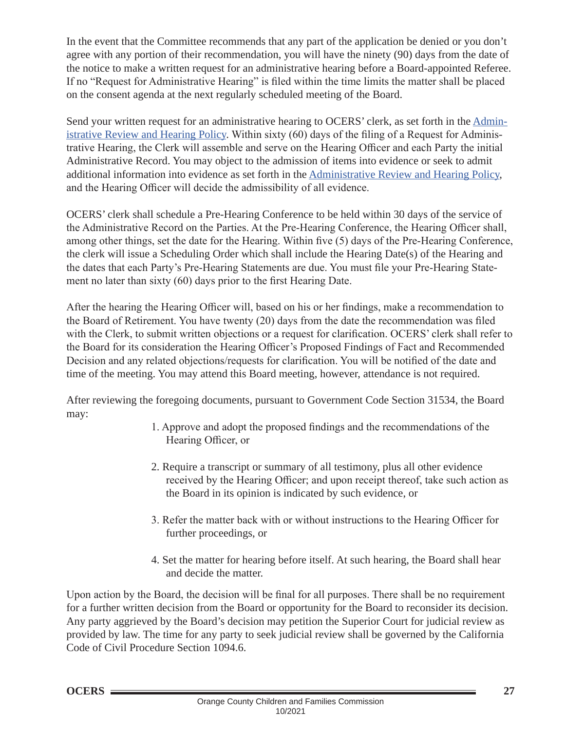In the event that the Committee recommends that any part of the application be denied or you don't agree with any portion of their recommendation, you will have the ninety (90) days from the date of the notice to make a written request for an administrative hearing before a Board-appointed Referee. If no "Request for Administrative Hearing" is filed within the time limits the matter shall be placed on the consent agenda at the next regularly scheduled meeting of the Board.

Send your written request for an administrative hearing to OCERS' clerk, as set forth in the Administrative Review and Hearing Policy. Within sixty (60) days of the filing of a Request for Administrative Hearing, the Clerk will assemble and serve on the Hearing Officer and each Party the initial Administrative Record. You may object to the admission of items into evidence or seek to admit additional information into evidence as set forth in the Administrative Review and Hearing Policy, and the Hearing Officer will decide the admissibility of all evidence.

OCERS' clerk shall schedule a Pre-Hearing Conference to be held within 30 days of the service of the Administrative Record on the Parties. At the Pre-Hearing Conference, the Hearing Officer shall, among other things, set the date for the Hearing. Within five (5) days of the Pre-Hearing Conference, the clerk will issue a Scheduling Order which shall include the Hearing Date(s) of the Hearing and the dates that each Party's Pre-Hearing Statements are due. You must file your Pre-Hearing Statement no later than sixty (60) days prior to the first Hearing Date.

After the hearing the Hearing Officer will, based on his or her findings, make a recommendation to the Board of Retirement. You have twenty (20) days from the date the recommendation was filed with the Clerk, to submit written objections or a request for clarification. OCERS' clerk shall refer to the Board for its consideration the Hearing Officer's Proposed Findings of Fact and Recommended Decision and any related objections/requests for clarification. You will be notified of the date and time of the meeting. You may attend this Board meeting, however, attendance is not required.

After reviewing the foregoing documents, pursuant to Government Code Section 31534, the Board may:

1. Approve and adopt the proposed findings and the recommendations of the Hearing Officer, or

2. Require a transcript or summary of all testimony, plus all other evidence received by the Hearing Officer; and upon receipt thereof, take such action as the Board in its opinion is indicated by such evidence, or

3. Refer the matter back with or without instructions to the Hearing Officer for further proceedings, or

4. Set the matter for hearing before itself. At such hearing, the Board shall hear and decide the matter.

Upon action by the Board, the decision will be final for all purposes. There shall be no requirement for a further written decision from the Board or opportunity for the Board to reconsider its decision. Any party aggrieved by the Board's decision may petition the Superior Court for judicial review as provided by law. The time for any party to seek judicial review shall be governed by the California Code of Civil Procedure Section 1094.6.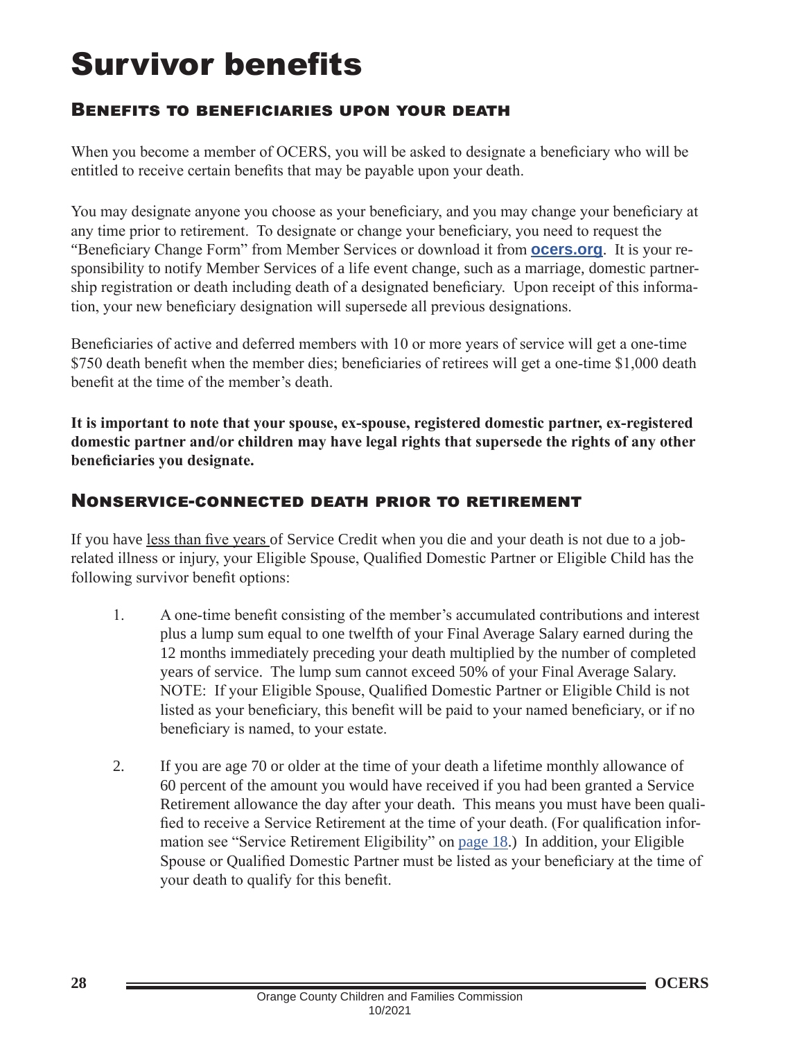# Survivor benefits

## Benefits to beneficiaries upon your death

When you become a member of OCERS, you will be asked to designate a beneficiary who will be entitled to receive certain benefits that may be payable upon your death.

You may designate anyone you choose as your beneficiary, and you may change your beneficiary at any time prior to retirement. To designate or change your beneficiary, you need to request the "Beneficiary Change Form" from Member Services or download it from **ocers.org**. It is your responsibility to notify Member Services of a life event change, such as a marriage, domestic partnership registration or death including death of a designated beneficiary. Upon receipt of this information, your new beneficiary designation will supersede all previous designations.

Beneficiaries of active and deferred members with 10 or more years of service will get a one-time $750 death benefit when the member dies; beneficiaries of retirees will get a one-time $1,000 death benefit at the time of the member's death.

**It is important to note that your spouse, ex-spouse, registered domestic partner, ex-registered domestic partner and/or children may have legal rights that supersede the rights of any other beneficiaries you designate.**

## Nonservice-connected death prior to retirement

If you have less than five years of Service Credit when you die and your death is not due to a job-related illness or injury, your Eligible Spouse, Qualified Domestic Partner or Eligible Child has the following survivor benefit options:

1. A one-time benefit consisting of the member's accumulated contributions and interest plus a lump sum equal to one twelfth of your Final Average Salary earned during the 12 months immediately preceding your death multiplied by the number of completed years of service. The lump sum cannot exceed 50% of your Final Average Salary. NOTE: If your Eligible Spouse, Qualified Domestic Partner or Eligible Child is not listed as your beneficiary, this benefit will be paid to your named beneficiary, or if no beneficiary is named, to your estate.

2. If you are age 70 or older at the time of your death a lifetime monthly allowance of 60 percent of the amount you would have received if you had been granted a Service Retirement allowance the day after your death. This means you must have been qualified to receive a Service Retirement at the time of your death. (For qualification information see "Service Retirement Eligibility" on page 18.) In addition, your Eligible Spouse or Qualified Domestic Partner must be listed as your beneficiary at the time of your death to qualify for this benefit.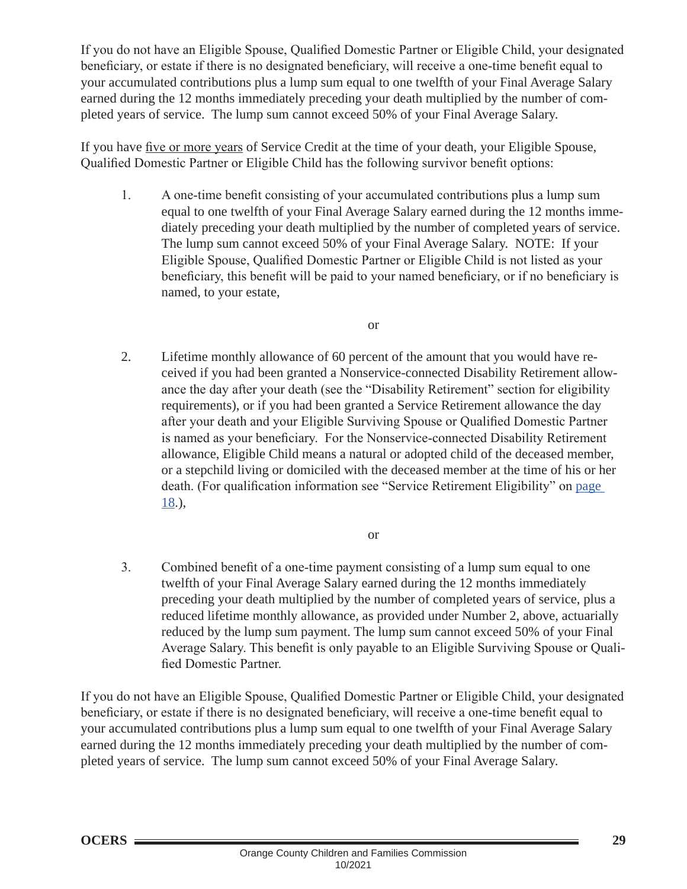If you do not have an Eligible Spouse, Qualified Domestic Partner or Eligible Child, your designated beneficiary, or estate if there is no designated beneficiary, will receive a one-time benefit equal to your accumulated contributions plus a lump sum equal to one twelfth of your Final Average Salary earned during the 12 months immediately preceding your death multiplied by the number of completed years of service. The lump sum cannot exceed 50% of your Final Average Salary.

If you have five or more years of Service Credit at the time of your death, your Eligible Spouse, Qualified Domestic Partner or Eligible Child has the following survivor benefit options:

1. A one-time benefit consisting of your accumulated contributions plus a lump sum equal to one twelfth of your Final Average Salary earned during the 12 months immediately preceding your death multiplied by the number of completed years of service. The lump sum cannot exceed 50% of your Final Average Salary. NOTE: If your Eligible Spouse, Qualified Domestic Partner or Eligible Child is not listed as your beneficiary, this benefit will be paid to your named beneficiary, or if no beneficiary is named, to your estate,

   or

2. Lifetime monthly allowance of 60 percent of the amount that you would have received if you had been granted a Nonservice-connected Disability Retirement allowance the day after your death (see the "Disability Retirement" section for eligibility requirements), or if you had been granted a Service Retirement allowance the day after your death and your Eligible Surviving Spouse or Qualified Domestic Partner is named as your beneficiary. For the Nonservice-connected Disability Retirement allowance, Eligible Child means a natural or adopted child of the deceased member, or a stepchild living or domiciled with the deceased member at the time of his or her death. (For qualification information see "Service Retirement Eligibility" on page 18.),

   or

3. Combined benefit of a one-time payment consisting of a lump sum equal to one twelfth of your Final Average Salary earned during the 12 months immediately preceding your death multiplied by the number of completed years of service, plus a reduced lifetime monthly allowance, as provided under Number 2, above, actuarially reduced by the lump sum payment. The lump sum cannot exceed 50% of your Final Average Salary. This benefit is only payable to an Eligible Surviving Spouse or Qualified Domestic Partner.

If you do not have an Eligible Spouse, Qualified Domestic Partner or Eligible Child, your designated beneficiary, or estate if there is no designated beneficiary, will receive a one-time benefit equal to your accumulated contributions plus a lump sum equal to one twelfth of your Final Average Salary earned during the 12 months immediately preceding your death multiplied by the number of completed years of service. The lump sum cannot exceed 50% of your Final Average Salary.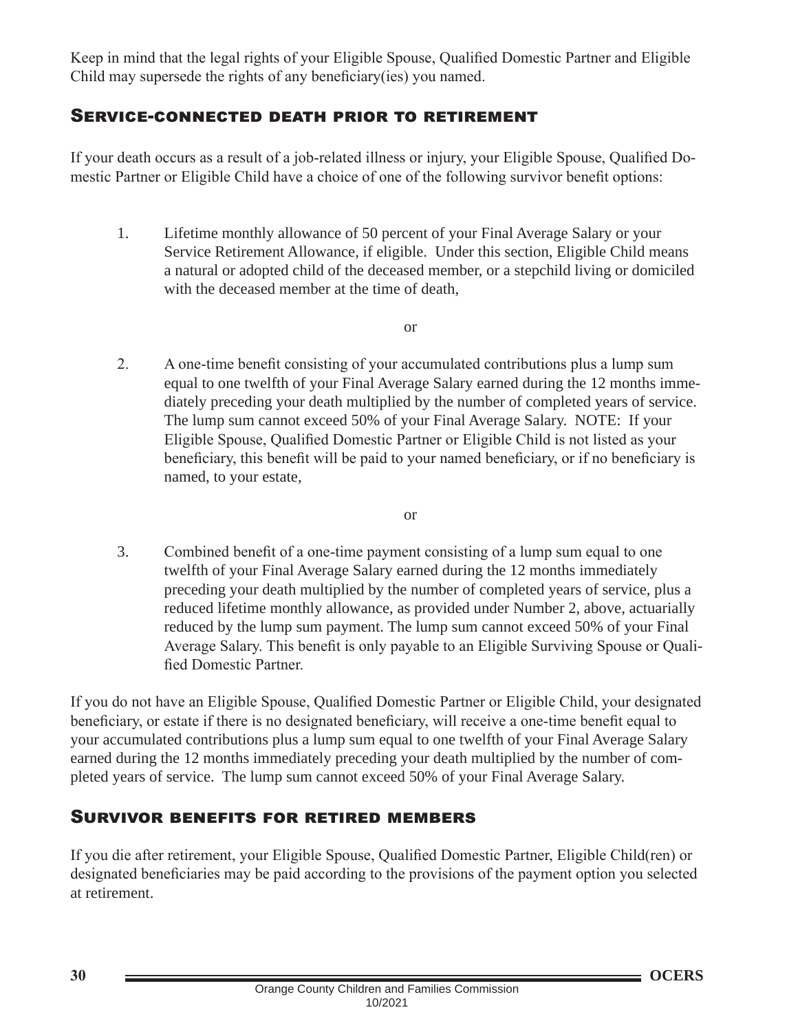Keep in mind that the legal rights of your Eligible Spouse, Qualified Domestic Partner and Eligible Child may supersede the rights of any beneficiary(ies) you named.

## Service-connected death prior to retirement

If your death occurs as a result of a job-related illness or injury, your Eligible Spouse, Qualified Domestic Partner or Eligible Child have a choice of one of the following survivor benefit options:

1. Lifetime monthly allowance of 50 percent of your Final Average Salary or your Service Retirement Allowance, if eligible. Under this section, Eligible Child means a natural or adopted child of the deceased member, or a stepchild living or domiciled with the deceased member at the time of death,

   or

2. A one-time benefit consisting of your accumulated contributions plus a lump sum equal to one twelfth of your Final Average Salary earned during the 12 months immediately preceding your death multiplied by the number of completed years of service. The lump sum cannot exceed 50% of your Final Average Salary. NOTE: If your Eligible Spouse, Qualified Domestic Partner or Eligible Child is not listed as your beneficiary, this benefit will be paid to your named beneficiary, or if no beneficiary is named, to your estate,

   or

3. Combined benefit of a one-time payment consisting of a lump sum equal to one twelfth of your Final Average Salary earned during the 12 months immediately preceding your death multiplied by the number of completed years of service, plus a reduced lifetime monthly allowance, as provided under Number 2, above, actuarially reduced by the lump sum payment. The lump sum cannot exceed 50% of your Final Average Salary. This benefit is only payable to an Eligible Surviving Spouse or Qualified Domestic Partner.

If you do not have an Eligible Spouse, Qualified Domestic Partner or Eligible Child, your designated beneficiary, or estate if there is no designated beneficiary, will receive a one-time benefit equal to your accumulated contributions plus a lump sum equal to one twelfth of your Final Average Salary earned during the 12 months immediately preceding your death multiplied by the number of completed years of service. The lump sum cannot exceed 50% of your Final Average Salary.

## Survivor benefits for retired members

If you die after retirement, your Eligible Spouse, Qualified Domestic Partner, Eligible Child(ren) or designated beneficiaries may be paid according to the provisions of the payment option you selected at retirement.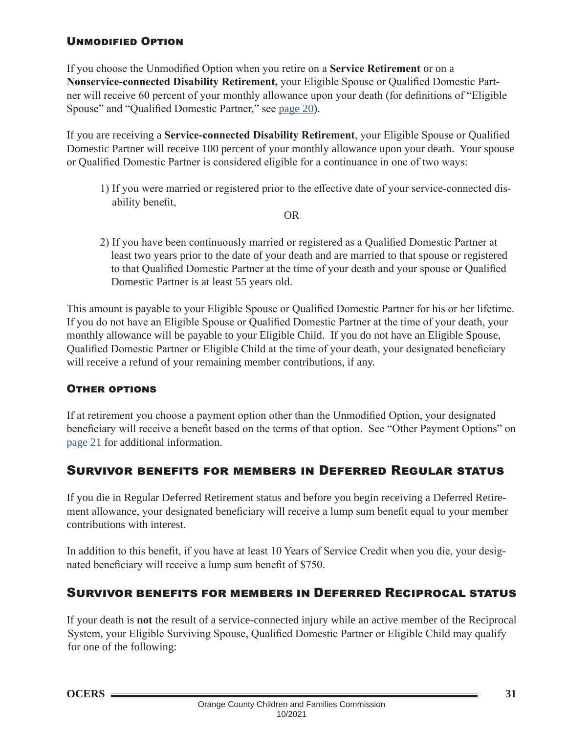### Unmodified Option

If you choose the Unmodified Option when you retire on a **Service Retirement** or on a **Nonservice-connected Disability Retirement,** your Eligible Spouse or Qualified Domestic Partner will receive 60 percent of your monthly allowance upon your death (for definitions of "Eligible Spouse" and "Qualified Domestic Partner," see page 20).

If you are receiving a **Service-connected Disability Retirement**, your Eligible Spouse or Qualified Domestic Partner will receive 100 percent of your monthly allowance upon your death. Your spouse or Qualified Domestic Partner is considered eligible for a continuance in one of two ways:

1) If you were married or registered prior to the effective date of your service-connected disability benefit,

OR

2) If you have been continuously married or registered as a Qualified Domestic Partner at least two years prior to the date of your death and are married to that spouse or registered to that Qualified Domestic Partner at the time of your death and your spouse or Qualified Domestic Partner is at least 55 years old.

This amount is payable to your Eligible Spouse or Qualified Domestic Partner for his or her lifetime. If you do not have an Eligible Spouse or Qualified Domestic Partner at the time of your death, your monthly allowance will be payable to your Eligible Child. If you do not have an Eligible Spouse, Qualified Domestic Partner or Eligible Child at the time of your death, your designated beneficiary will receive a refund of your remaining member contributions, if any.

### Other options

If at retirement you choose a payment option other than the Unmodified Option, your designated beneficiary will receive a benefit based on the terms of that option. See "Other Payment Options" on page 21 for additional information.

## Survivor benefits for members in Deferred Regular status

If you die in Regular Deferred Retirement status and before you begin receiving a Deferred Retirement allowance, your designated beneficiary will receive a lump sum benefit equal to your member contributions with interest.

In addition to this benefit, if you have at least 10 Years of Service Credit when you die, your designated beneficiary will receive a lump sum benefit of $750.

## Survivor benefits for members in Deferred Reciprocal status

If your death is **not** the result of a service-connected injury while an active member of the Reciprocal System, your Eligible Surviving Spouse, Qualified Domestic Partner or Eligible Child may qualify for one of the following: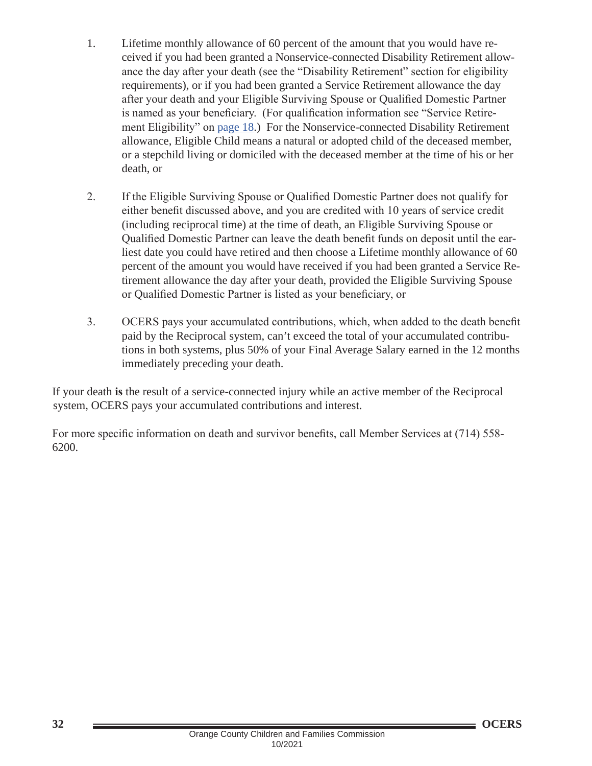1. Lifetime monthly allowance of 60 percent of the amount that you would have received if you had been granted a Nonservice-connected Disability Retirement allowance the day after your death (see the "Disability Retirement" section for eligibility requirements), or if you had been granted a Service Retirement allowance the day after your death and your Eligible Surviving Spouse or Qualified Domestic Partner is named as your beneficiary. (For qualification information see "Service Retirement Eligibility" on page 18.) For the Nonservice-connected Disability Retirement allowance, Eligible Child means a natural or adopted child of the deceased member, or a stepchild living or domiciled with the deceased member at the time of his or her death, or

2. If the Eligible Surviving Spouse or Qualified Domestic Partner does not qualify for either benefit discussed above, and you are credited with 10 years of service credit (including reciprocal time) at the time of death, an Eligible Surviving Spouse or Qualified Domestic Partner can leave the death benefit funds on deposit until the earliest date you could have retired and then choose a Lifetime monthly allowance of 60 percent of the amount you would have received if you had been granted a Service Retirement allowance the day after your death, provided the Eligible Surviving Spouse or Qualified Domestic Partner is listed as your beneficiary, or

3. OCERS pays your accumulated contributions, which, when added to the death benefit paid by the Reciprocal system, can't exceed the total of your accumulated contributions in both systems, plus 50% of your Final Average Salary earned in the 12 months immediately preceding your death.

If your death **is** the result of a service-connected injury while an active member of the Reciprocal system, OCERS pays your accumulated contributions and interest.

For more specific information on death and survivor benefits, call Member Services at (714) 558-6200.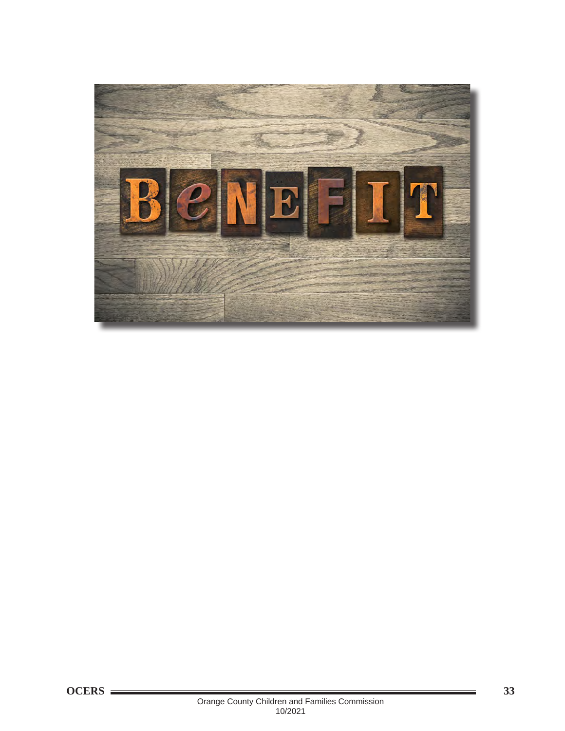# BENEFIT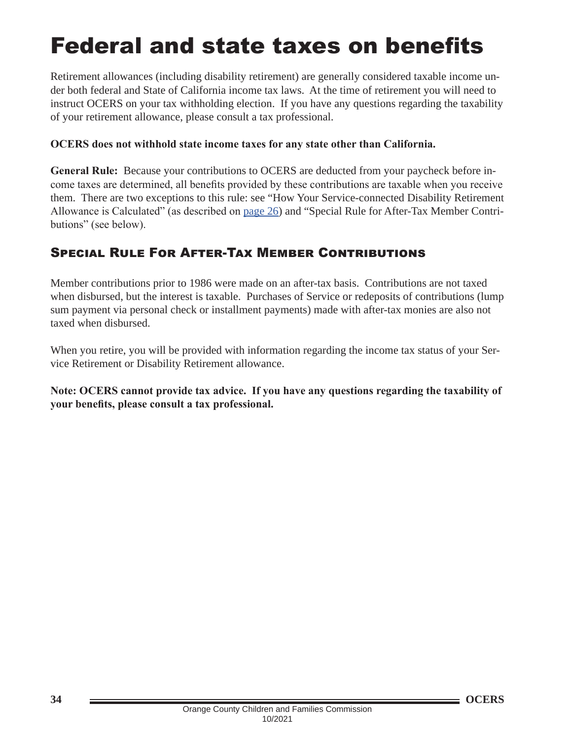# Federal and state taxes on benefits

Retirement allowances (including disability retirement) are generally considered taxable income under both federal and State of California income tax laws. At the time of retirement you will need to instruct OCERS on your tax withholding election. If you have any questions regarding the taxability of your retirement allowance, please consult a tax professional.

**OCERS does not withhold state income taxes for any state other than California.**

**General Rule:** Because your contributions to OCERS are deducted from your paycheck before income taxes are determined, all benefits provided by these contributions are taxable when you receive them. There are two exceptions to this rule: see "How Your Service-connected Disability Retirement Allowance is Calculated" (as described on page 26) and "Special Rule for After-Tax Member Contributions" (see below).

## Special Rule For After-Tax Member Contributions

Member contributions prior to 1986 were made on an after-tax basis. Contributions are not taxed when disbursed, but the interest is taxable. Purchases of Service or redeposits of contributions (lump sum payment via personal check or installment payments) made with after-tax monies are also not taxed when disbursed.

When you retire, you will be provided with information regarding the income tax status of your Service Retirement or Disability Retirement allowance.

**Note: OCERS cannot provide tax advice. If you have any questions regarding the taxability of your benefits, please consult a tax professional.**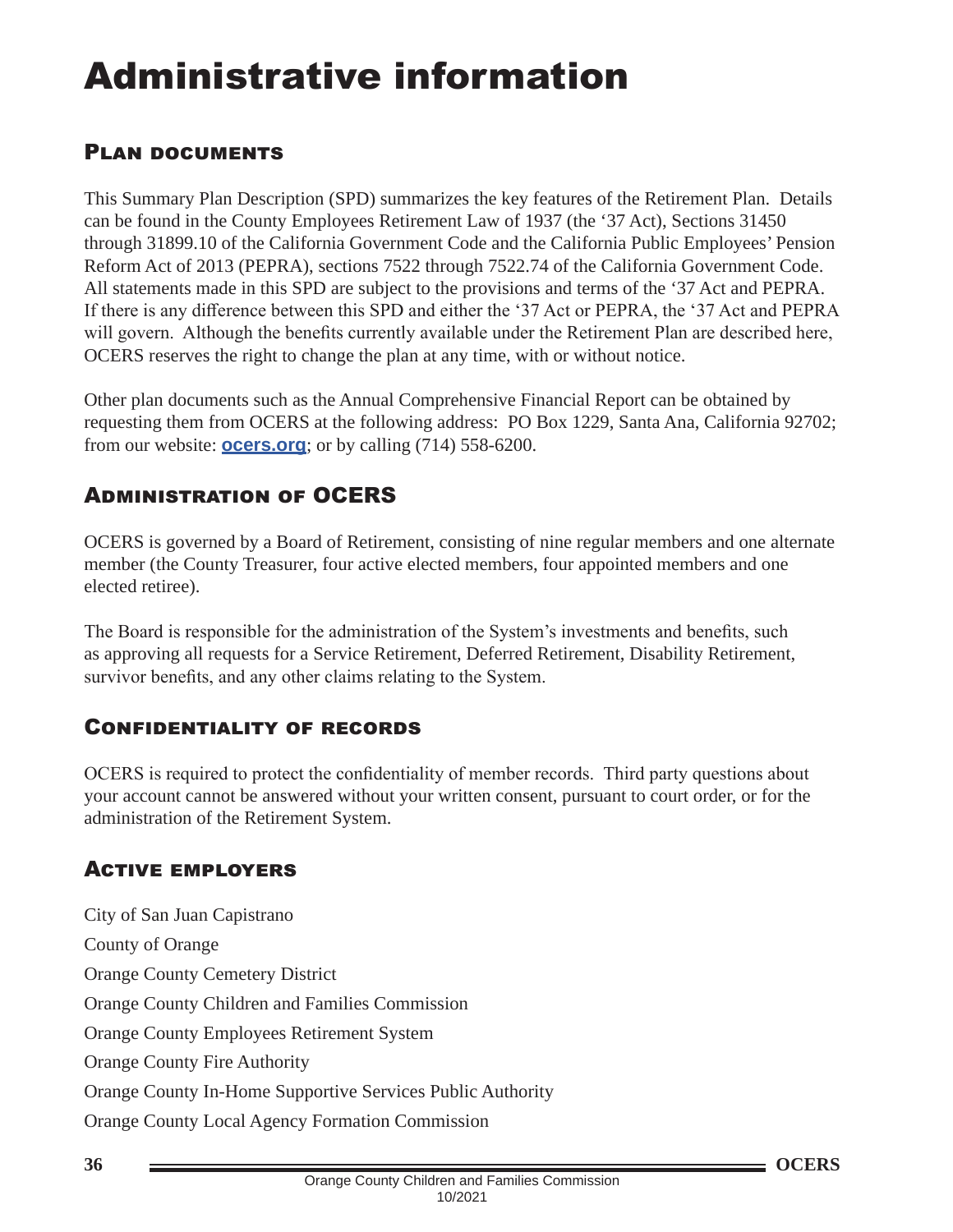# Administrative information

## Plan documents

This Summary Plan Description (SPD) summarizes the key features of the Retirement Plan. Details can be found in the County Employees Retirement Law of 1937 (the '37 Act), Sections 31450 through 31899.10 of the California Government Code and the California Public Employees' Pension Reform Act of 2013 (PEPRA), sections 7522 through 7522.74 of the California Government Code. All statements made in this SPD are subject to the provisions and terms of the '37 Act and PEPRA. If there is any difference between this SPD and either the '37 Act or PEPRA, the '37 Act and PEPRA will govern. Although the benefits currently available under the Retirement Plan are described here, OCERS reserves the right to change the plan at any time, with or without notice.

Other plan documents such as the Annual Comprehensive Financial Report can be obtained by requesting them from OCERS at the following address: PO Box 1229, Santa Ana, California 92702; from our website: **ocers.org**; or by calling (714) 558-6200.

## Administration of OCERS

OCERS is governed by a Board of Retirement, consisting of nine regular members and one alternate member (the County Treasurer, four active elected members, four appointed members and one elected retiree).

The Board is responsible for the administration of the System's investments and benefits, such as approving all requests for a Service Retirement, Deferred Retirement, Disability Retirement, survivor benefits, and any other claims relating to the System.

## Confidentiality of records

OCERS is required to protect the confidentiality of member records. Third party questions about your account cannot be answered without your written consent, pursuant to court order, or for the administration of the Retirement System.

## Active employers

City of San Juan Capistrano

County of Orange

Orange County Cemetery District

Orange County Children and Families Commission

Orange County Employees Retirement System

Orange County Fire Authority

Orange County In-Home Supportive Services Public Authority

Orange County Local Agency Formation Commission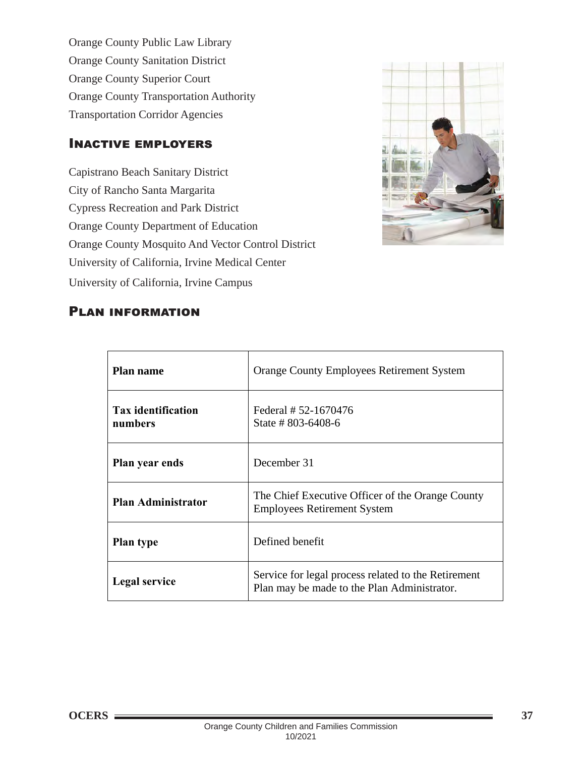Orange County Public Law Library
Orange County Sanitation District
Orange County Superior Court
Orange County Transportation Authority
Transportation Corridor Agencies

## Inactive employers

Capistrano Beach Sanitary District
City of Rancho Santa Margarita
Cypress Recreation and Park District
Orange County Department of Education
Orange County Mosquito And Vector Control District
University of California, Irvine Medical Center
University of California, Irvine Campus

## Plan information

| | |
|---|---|
| **Plan name** | Orange County Employees Retirement System |
| **Tax identification numbers** | Federal # 52-1670476<br>State # 803-6408-6 |
| **Plan year ends** | December 31 |
| **Plan Administrator** | The Chief Executive Officer of the Orange County Employees Retirement System |
| **Plan type** | Defined benefit |
| **Legal service** | Service for legal process related to the Retirement Plan may be made to the Plan Administrator. |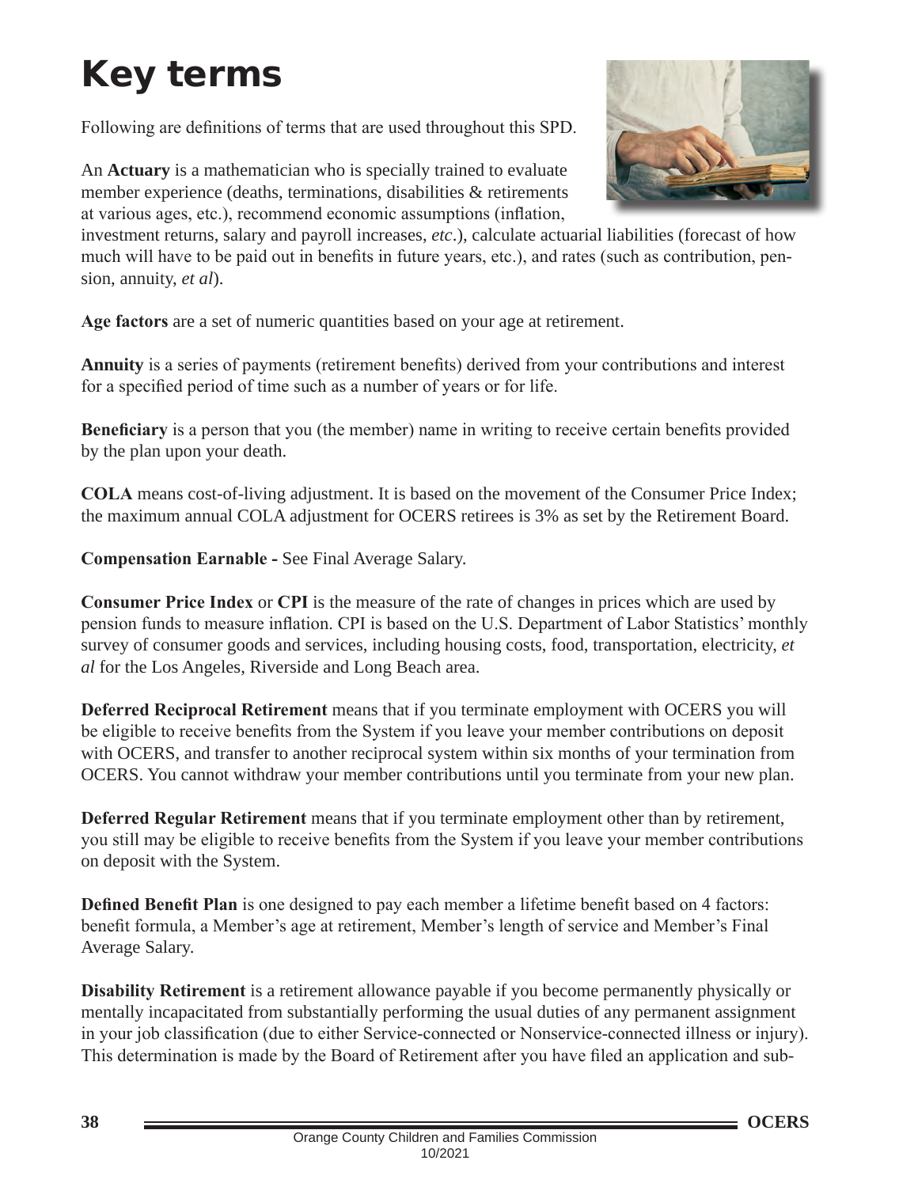# Key terms

Following are definitions of terms that are used throughout this SPD.

An **Actuary** is a mathematician who is specially trained to evaluate member experience (deaths, terminations, disabilities & retirements at various ages, etc.), recommend economic assumptions (inflation, investment returns, salary and payroll increases, *etc*.), calculate actuarial liabilities (forecast of how much will have to be paid out in benefits in future years, etc.), and rates (such as contribution, pension, annuity, *et al*).

**Age factors** are a set of numeric quantities based on your age at retirement.

**Annuity** is a series of payments (retirement benefits) derived from your contributions and interest for a specified period of time such as a number of years or for life.

**Beneficiary** is a person that you (the member) name in writing to receive certain benefits provided by the plan upon your death.

**COLA** means cost-of-living adjustment. It is based on the movement of the Consumer Price Index; the maximum annual COLA adjustment for OCERS retirees is 3% as set by the Retirement Board.

**Compensation Earnable -** See Final Average Salary.

**Consumer Price Index** or **CPI** is the measure of the rate of changes in prices which are used by pension funds to measure inflation. CPI is based on the U.S. Department of Labor Statistics' monthly survey of consumer goods and services, including housing costs, food, transportation, electricity, *et al* for the Los Angeles, Riverside and Long Beach area.

**Deferred Reciprocal Retirement** means that if you terminate employment with OCERS you will be eligible to receive benefits from the System if you leave your member contributions on deposit with OCERS, and transfer to another reciprocal system within six months of your termination from OCERS. You cannot withdraw your member contributions until you terminate from your new plan.

**Deferred Regular Retirement** means that if you terminate employment other than by retirement, you still may be eligible to receive benefits from the System if you leave your member contributions on deposit with the System.

**Defined Benefit Plan** is one designed to pay each member a lifetime benefit based on 4 factors: benefit formula, a Member's age at retirement, Member's length of service and Member's Final Average Salary.

**Disability Retirement** is a retirement allowance payable if you become permanently physically or mentally incapacitated from substantially performing the usual duties of any permanent assignment in your job classification (due to either Service-connected or Nonservice-connected illness or injury). This determination is made by the Board of Retirement after you have filed an application and sub-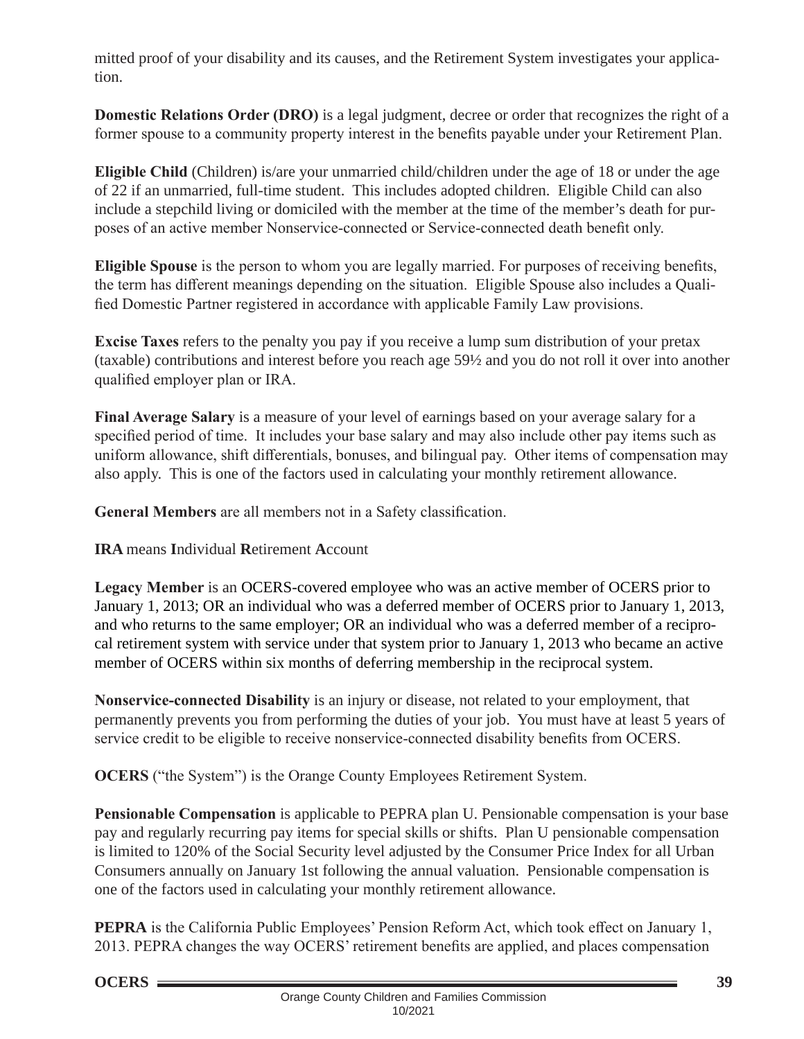mitted proof of your disability and its causes, and the Retirement System investigates your application.

**Domestic Relations Order (DRO)** is a legal judgment, decree or order that recognizes the right of a former spouse to a community property interest in the benefits payable under your Retirement Plan.

**Eligible Child** (Children) is/are your unmarried child/children under the age of 18 or under the age of 22 if an unmarried, full-time student. This includes adopted children. Eligible Child can also include a stepchild living or domiciled with the member at the time of the member's death for purposes of an active member Nonservice-connected or Service-connected death benefit only.

**Eligible Spouse** is the person to whom you are legally married. For purposes of receiving benefits, the term has different meanings depending on the situation. Eligible Spouse also includes a Qualified Domestic Partner registered in accordance with applicable Family Law provisions.

**Excise Taxes** refers to the penalty you pay if you receive a lump sum distribution of your pretax (taxable) contributions and interest before you reach age 59½ and you do not roll it over into another qualified employer plan or IRA.

**Final Average Salary** is a measure of your level of earnings based on your average salary for a specified period of time. It includes your base salary and may also include other pay items such as uniform allowance, shift differentials, bonuses, and bilingual pay. Other items of compensation may also apply. This is one of the factors used in calculating your monthly retirement allowance.

**General Members** are all members not in a Safety classification.

**IRA** means **I**ndividual **R**etirement **A**ccount

**Legacy Member** is an OCERS-covered employee who was an active member of OCERS prior to January 1, 2013; OR an individual who was a deferred member of OCERS prior to January 1, 2013, and who returns to the same employer; OR an individual who was a deferred member of a reciprocal retirement system with service under that system prior to January 1, 2013 who became an active member of OCERS within six months of deferring membership in the reciprocal system.

**Nonservice-connected Disability** is an injury or disease, not related to your employment, that permanently prevents you from performing the duties of your job. You must have at least 5 years of service credit to be eligible to receive nonservice-connected disability benefits from OCERS.

**OCERS** ("the System") is the Orange County Employees Retirement System.

**Pensionable Compensation** is applicable to PEPRA plan U. Pensionable compensation is your base pay and regularly recurring pay items for special skills or shifts. Plan U pensionable compensation is limited to 120% of the Social Security level adjusted by the Consumer Price Index for all Urban Consumers annually on January 1st following the annual valuation. Pensionable compensation is one of the factors used in calculating your monthly retirement allowance.

**PEPRA** is the California Public Employees' Pension Reform Act, which took effect on January 1, 2013. PEPRA changes the way OCERS' retirement benefits are applied, and places compensation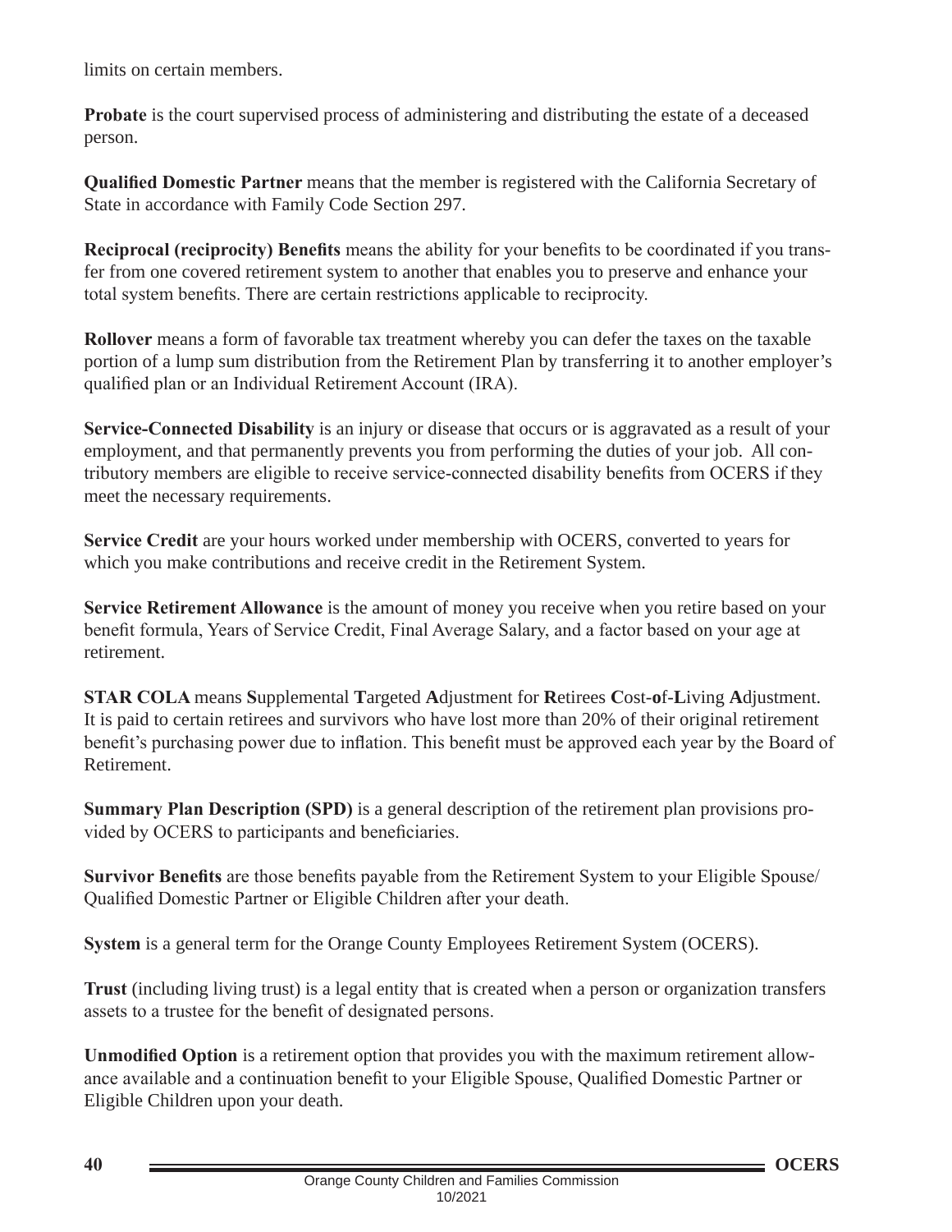limits on certain members.

**Probate** is the court supervised process of administering and distributing the estate of a deceased person.

**Qualified Domestic Partner** means that the member is registered with the California Secretary of State in accordance with Family Code Section 297.

**Reciprocal (reciprocity) Benefits** means the ability for your benefits to be coordinated if you transfer from one covered retirement system to another that enables you to preserve and enhance your total system benefits. There are certain restrictions applicable to reciprocity.

**Rollover** means a form of favorable tax treatment whereby you can defer the taxes on the taxable portion of a lump sum distribution from the Retirement Plan by transferring it to another employer's qualified plan or an Individual Retirement Account (IRA).

**Service-Connected Disability** is an injury or disease that occurs or is aggravated as a result of your employment, and that permanently prevents you from performing the duties of your job. All contributory members are eligible to receive service-connected disability benefits from OCERS if they meet the necessary requirements.

**Service Credit** are your hours worked under membership with OCERS, converted to years for which you make contributions and receive credit in the Retirement System.

**Service Retirement Allowance** is the amount of money you receive when you retire based on your benefit formula, Years of Service Credit, Final Average Salary, and a factor based on your age at retirement.

**STAR COLA** means **S**upplemental **T**argeted **A**djustment for **R**etirees **C**ost-**o**f-**L**iving **A**djustment. It is paid to certain retirees and survivors who have lost more than 20% of their original retirement benefit's purchasing power due to inflation. This benefit must be approved each year by the Board of Retirement.

**Summary Plan Description (SPD)** is a general description of the retirement plan provisions provided by OCERS to participants and beneficiaries.

**Survivor Benefits** are those benefits payable from the Retirement System to your Eligible Spouse/ Qualified Domestic Partner or Eligible Children after your death.

**System** is a general term for the Orange County Employees Retirement System (OCERS).

**Trust** (including living trust) is a legal entity that is created when a person or organization transfers assets to a trustee for the benefit of designated persons.

**Unmodified Option** is a retirement option that provides you with the maximum retirement allowance available and a continuation benefit to your Eligible Spouse, Qualified Domestic Partner or Eligible Children upon your death.